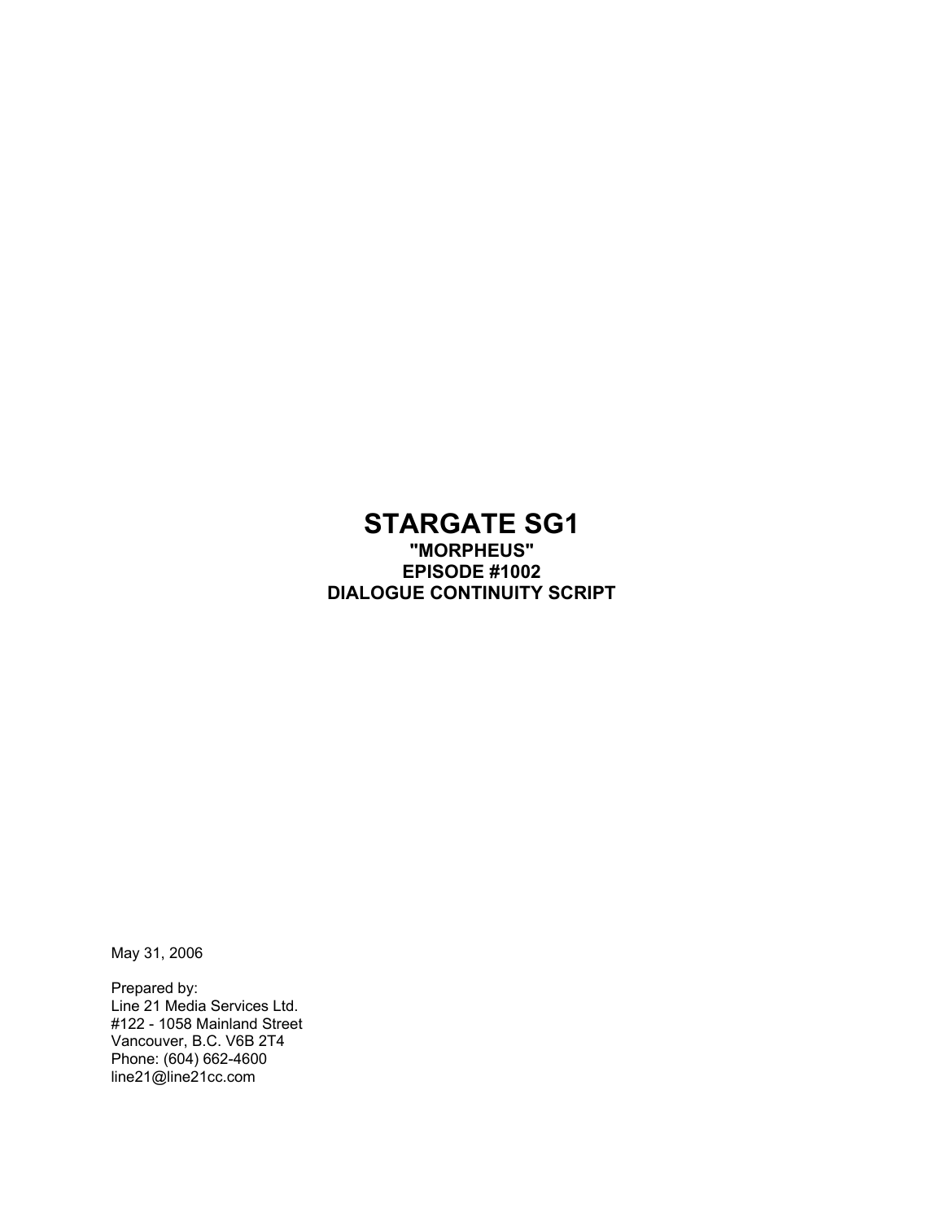# STARGATE SG1

## "MORPHEUS"

## EPISODE #1002

## DIALOGUE CONTINUITY SCRIPT

May 31, 2006

Prepared by:
Line 21 Media Services Ltd.
#122 - 1058 Mainland Street
Vancouver, B.C. V6B 2T4
Phone: (604) 662-4600
line21@line21cc.com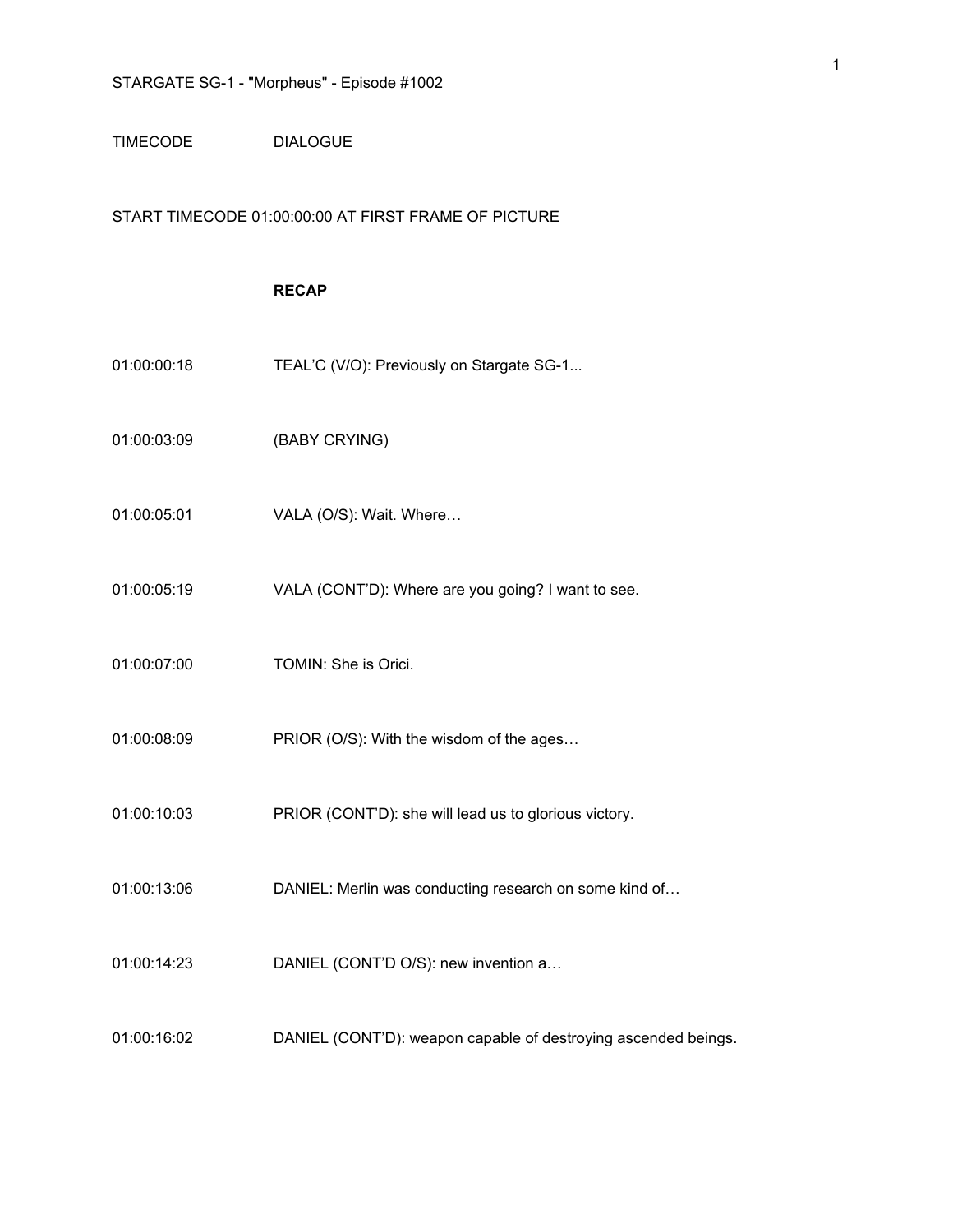STARGATE SG-1 - "Morpheus" - Episode #1002

TIMECODE DIALOGUE

START TIMECODE 01:00:00:00 AT FIRST FRAME OF PICTURE

**RECAP**

| | |
|---|---|
| 01:00:00:18 | TEAL'C (V/O): Previously on Stargate SG-1... |
| 01:00:03:09 | (BABY CRYING) |
| 01:00:05:01 | VALA (O/S): Wait. Where… |
| 01:00:05:19 | VALA (CONT'D): Where are you going? I want to see. |
| 01:00:07:00 | TOMIN: She is Orici. |
| 01:00:08:09 | PRIOR (O/S): With the wisdom of the ages… |
| 01:00:10:03 | PRIOR (CONT'D): she will lead us to glorious victory. |
| 01:00:13:06 | DANIEL: Merlin was conducting research on some kind of… |
| 01:00:14:23 | DANIEL (CONT'D O/S): new invention a… |
| 01:00:16:02 | DANIEL (CONT'D): weapon capable of destroying ascended beings. |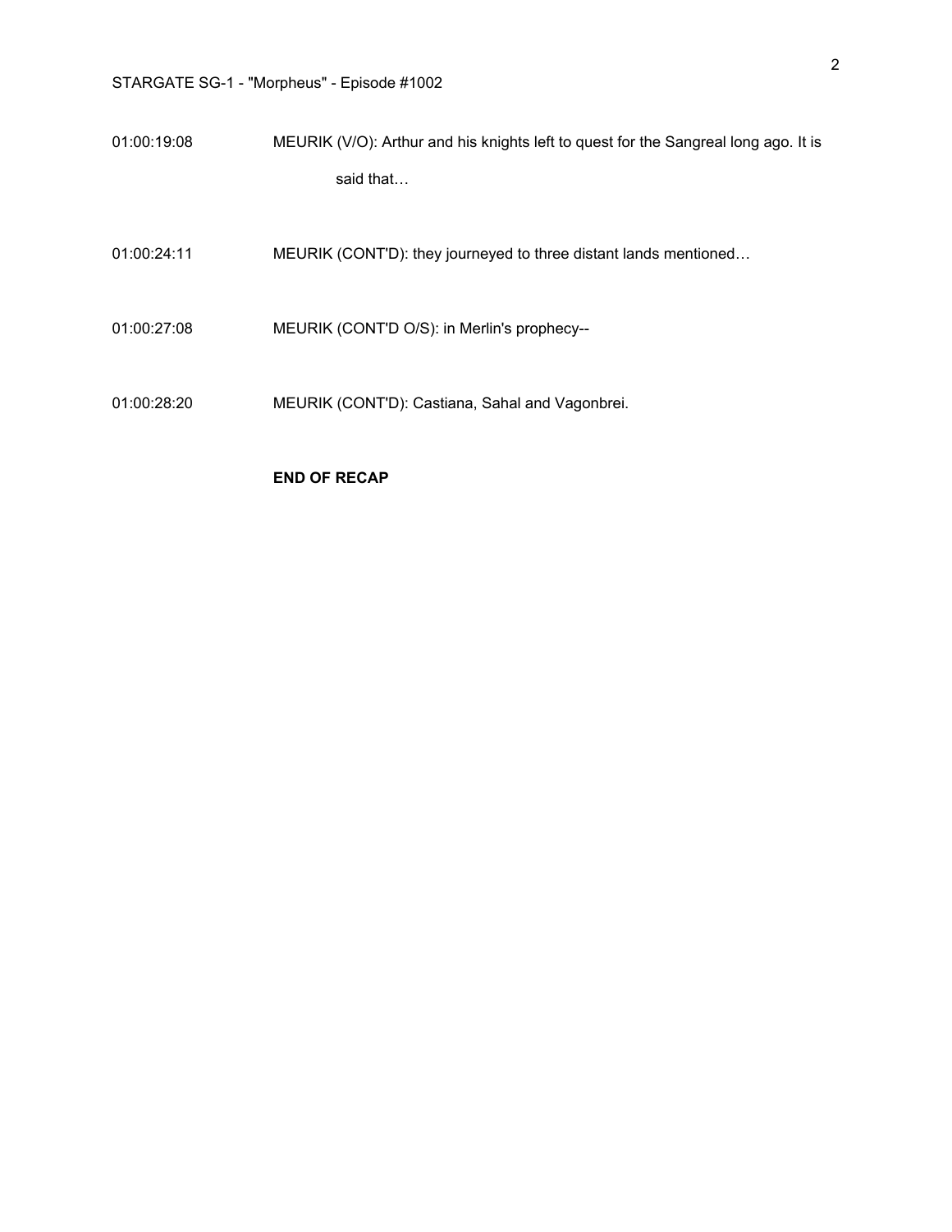| | |
|---|---|
| 01:00:19:08 | MEURIK (V/O): Arthur and his knights left to quest for the Sangreal long ago. It is said that… |
| 01:00:24:11 | MEURIK (CONT'D): they journeyed to three distant lands mentioned… |
| 01:00:27:08 | MEURIK (CONT'D O/S): in Merlin's prophecy-- |
| 01:00:28:20 | MEURIK (CONT'D): Castiana, Sahal and Vagonbrei. |

**END OF RECAP**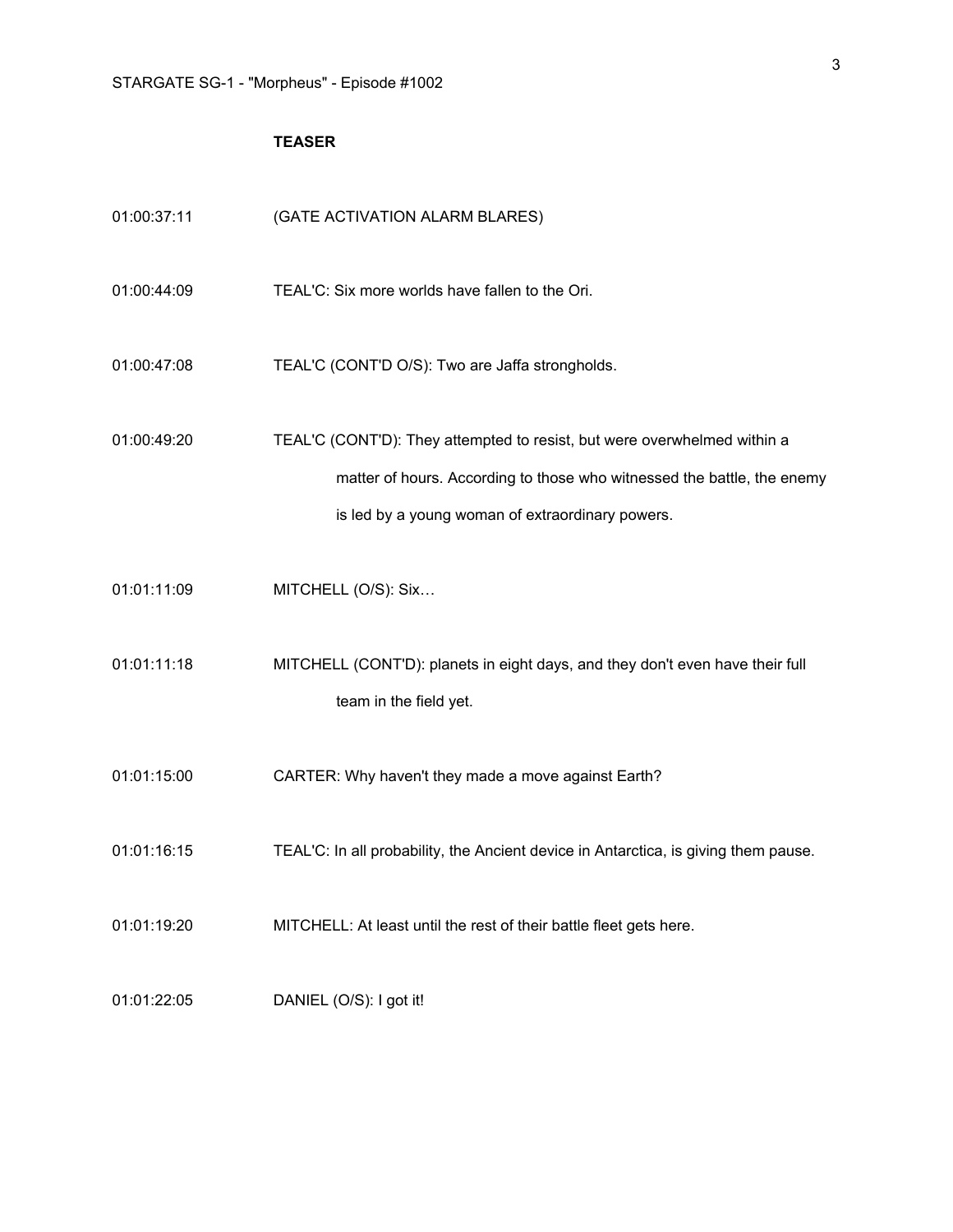**TEASER**

01:00:37:11 (GATE ACTIVATION ALARM BLARES)

01:00:44:09 TEAL'C: Six more worlds have fallen to the Ori.

01:00:47:08 TEAL'C (CONT'D O/S): Two are Jaffa strongholds.

01:00:49:20 TEAL'C (CONT'D): They attempted to resist, but were overwhelmed within a matter of hours. According to those who witnessed the battle, the enemy is led by a young woman of extraordinary powers.

01:01:11:09 MITCHELL (O/S): Six…

01:01:11:18 MITCHELL (CONT'D): planets in eight days, and they don't even have their full team in the field yet.

01:01:15:00 CARTER: Why haven't they made a move against Earth?

01:01:16:15 TEAL'C: In all probability, the Ancient device in Antarctica, is giving them pause.

01:01:19:20 MITCHELL: At least until the rest of their battle fleet gets here.

01:01:22:05 DANIEL (O/S): I got it!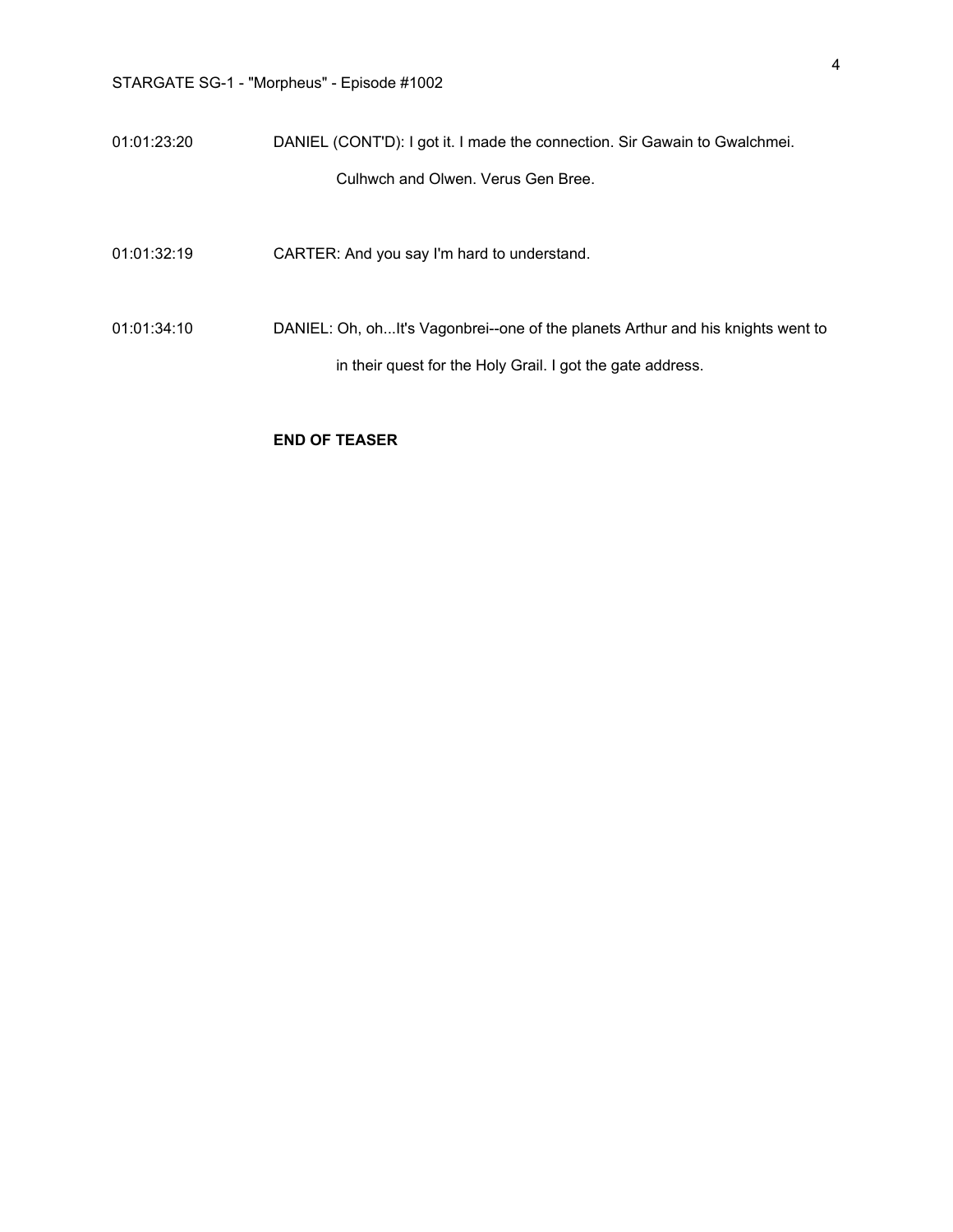01:01:23:20 DANIEL (CONT'D): I got it. I made the connection. Sir Gawain to Gwalchmei. Culhwch and Olwen. Verus Gen Bree.

01:01:32:19 CARTER: And you say I'm hard to understand.

01:01:34:10 DANIEL: Oh, oh...It's Vagonbrei--one of the planets Arthur and his knights went to in their quest for the Holy Grail. I got the gate address.

**END OF TEASER**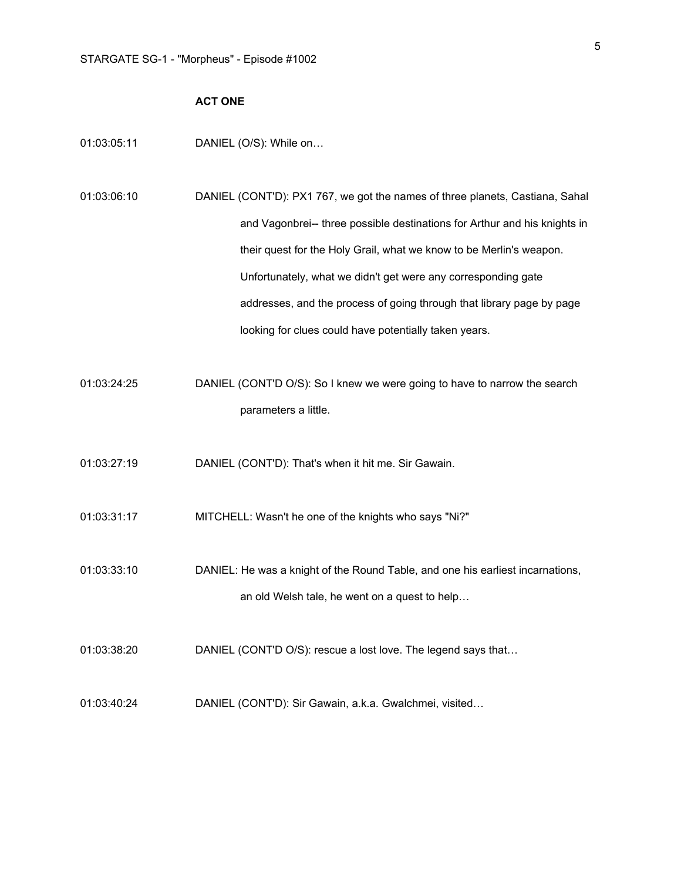**ACT ONE**

01:03:05:11 DANIEL (O/S): While on…

01:03:06:10 DANIEL (CONT'D): PX1 767, we got the names of three planets, Castiana, Sahal and Vagonbrei-- three possible destinations for Arthur and his knights in their quest for the Holy Grail, what we know to be Merlin's weapon. Unfortunately, what we didn't get were any corresponding gate addresses, and the process of going through that library page by page looking for clues could have potentially taken years.

01:03:24:25 DANIEL (CONT'D O/S): So I knew we were going to have to narrow the search parameters a little.

01:03:27:19 DANIEL (CONT'D): That's when it hit me. Sir Gawain.

01:03:31:17 MITCHELL: Wasn't he one of the knights who says "Ni?"

01:03:33:10 DANIEL: He was a knight of the Round Table, and one his earliest incarnations, an old Welsh tale, he went on a quest to help…

01:03:38:20 DANIEL (CONT'D O/S): rescue a lost love. The legend says that…

01:03:40:24 DANIEL (CONT'D): Sir Gawain, a.k.a. Gwalchmei, visited…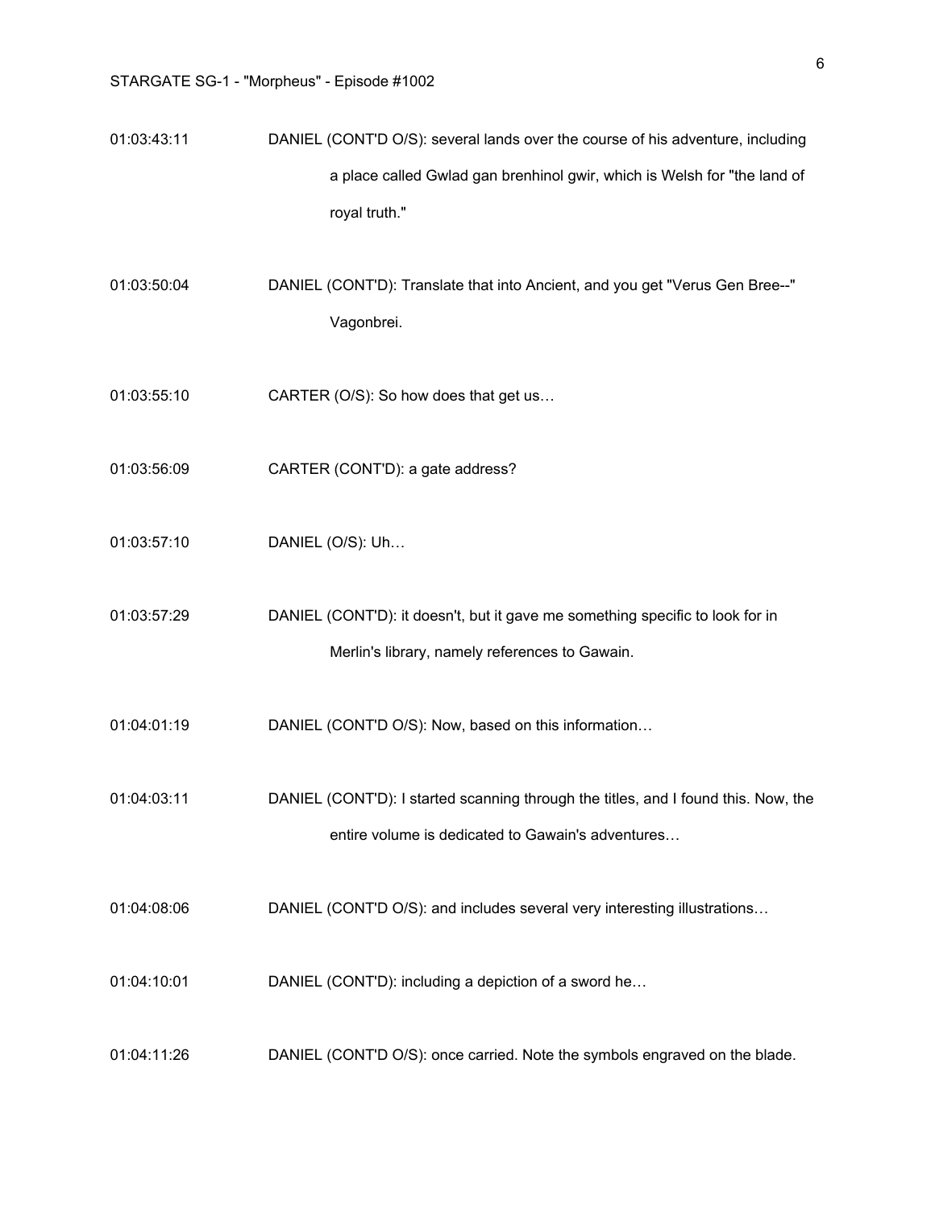01:03:43:11 DANIEL (CONT'D O/S): several lands over the course of his adventure, including a place called Gwlad gan brenhinol gwir, which is Welsh for "the land of royal truth."

01:03:50:04 DANIEL (CONT'D): Translate that into Ancient, and you get "Verus Gen Bree--" Vagonbrei.

01:03:55:10 CARTER (O/S): So how does that get us…

01:03:56:09 CARTER (CONT'D): a gate address?

01:03:57:10 DANIEL (O/S): Uh…

01:03:57:29 DANIEL (CONT'D): it doesn't, but it gave me something specific to look for in Merlin's library, namely references to Gawain.

01:04:01:19 DANIEL (CONT'D O/S): Now, based on this information…

01:04:03:11 DANIEL (CONT'D): I started scanning through the titles, and I found this. Now, the entire volume is dedicated to Gawain's adventures…

01:04:08:06 DANIEL (CONT'D O/S): and includes several very interesting illustrations…

01:04:10:01 DANIEL (CONT'D): including a depiction of a sword he…

01:04:11:26 DANIEL (CONT'D O/S): once carried. Note the symbols engraved on the blade.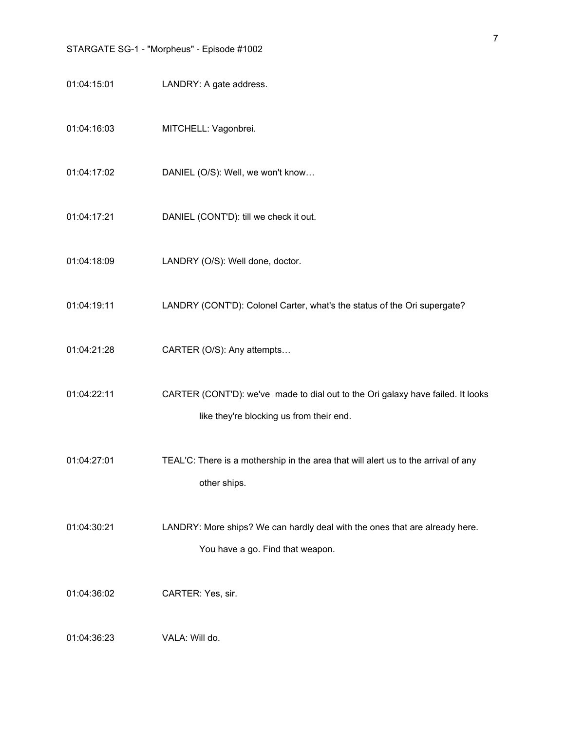01:04:15:01 LANDRY: A gate address.

01:04:16:03 MITCHELL: Vagonbrei.

01:04:17:02 DANIEL (O/S): Well, we won't know…

01:04:17:21 DANIEL (CONT'D): till we check it out.

01:04:18:09 LANDRY (O/S): Well done, doctor.

01:04:19:11 LANDRY (CONT'D): Colonel Carter, what's the status of the Ori supergate?

01:04:21:28 CARTER (O/S): Any attempts…

01:04:22:11 CARTER (CONT'D): we've made to dial out to the Ori galaxy have failed. It looks like they're blocking us from their end.

01:04:27:01 TEAL'C: There is a mothership in the area that will alert us to the arrival of any other ships.

01:04:30:21 LANDRY: More ships? We can hardly deal with the ones that are already here. You have a go. Find that weapon.

01:04:36:02 CARTER: Yes, sir.

01:04:36:23 VALA: Will do.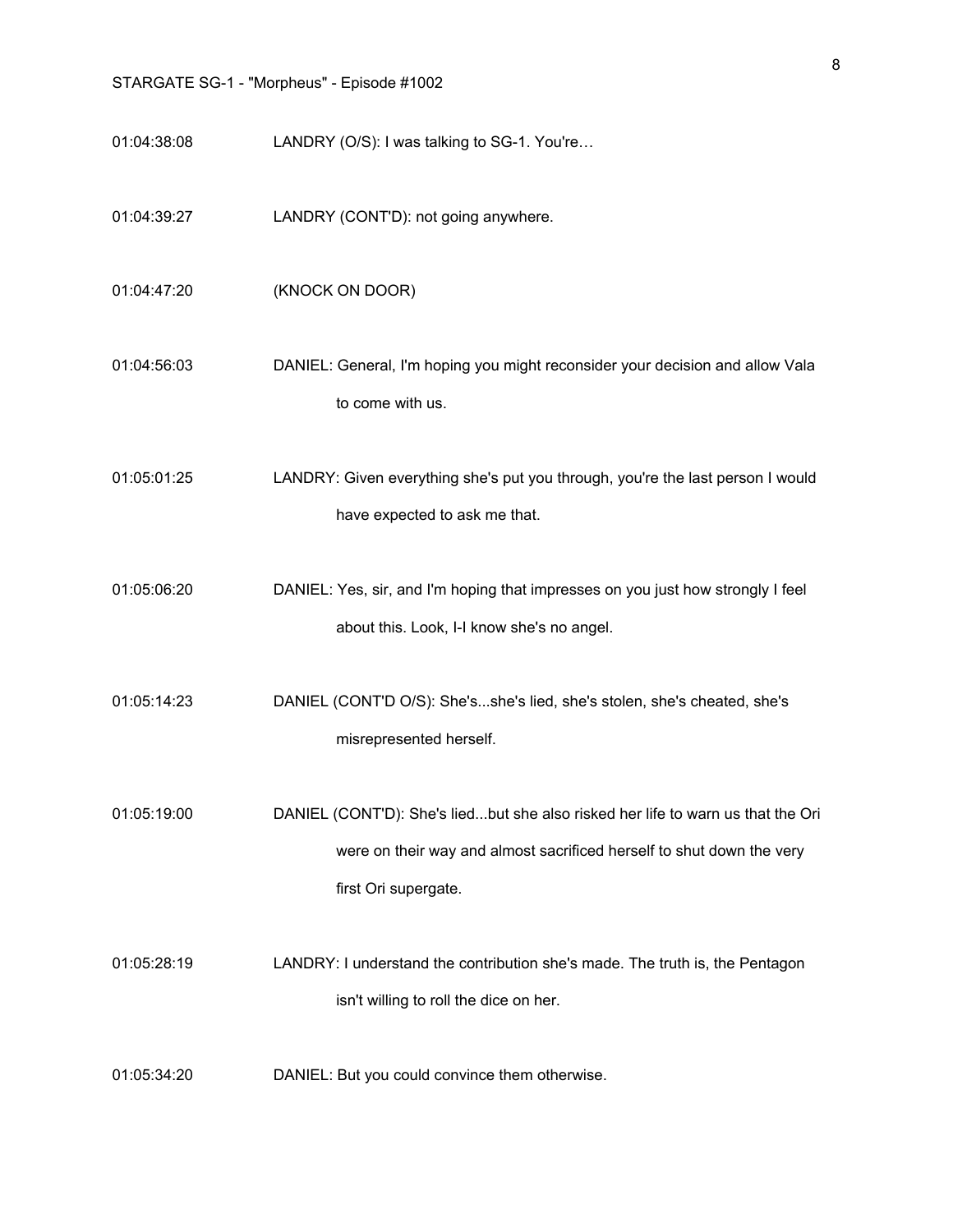01:04:38:08 LANDRY (O/S): I was talking to SG-1. You're…

01:04:39:27 LANDRY (CONT'D): not going anywhere.

01:04:47:20 (KNOCK ON DOOR)

01:04:56:03 DANIEL: General, I'm hoping you might reconsider your decision and allow Vala to come with us.

01:05:01:25 LANDRY: Given everything she's put you through, you're the last person I would have expected to ask me that.

01:05:06:20 DANIEL: Yes, sir, and I'm hoping that impresses on you just how strongly I feel about this. Look, I-I know she's no angel.

01:05:14:23 DANIEL (CONT'D O/S): She's...she's lied, she's stolen, she's cheated, she's misrepresented herself.

01:05:19:00 DANIEL (CONT'D): She's lied...but she also risked her life to warn us that the Ori were on their way and almost sacrificed herself to shut down the very first Ori supergate.

01:05:28:19 LANDRY: I understand the contribution she's made. The truth is, the Pentagon isn't willing to roll the dice on her.

01:05:34:20 DANIEL: But you could convince them otherwise.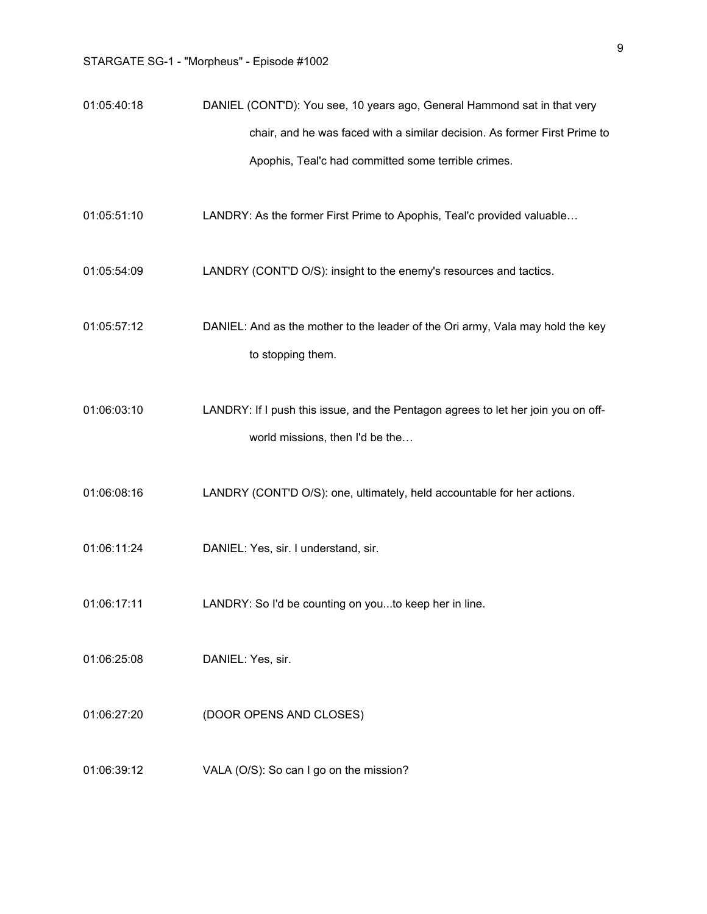01:05:40:18 DANIEL (CONT'D): You see, 10 years ago, General Hammond sat in that very chair, and he was faced with a similar decision. As former First Prime to Apophis, Teal'c had committed some terrible crimes.

01:05:51:10 LANDRY: As the former First Prime to Apophis, Teal'c provided valuable…

01:05:54:09 LANDRY (CONT'D O/S): insight to the enemy's resources and tactics.

01:05:57:12 DANIEL: And as the mother to the leader of the Ori army, Vala may hold the key to stopping them.

01:06:03:10 LANDRY: If I push this issue, and the Pentagon agrees to let her join you on off-world missions, then I'd be the…

01:06:08:16 LANDRY (CONT'D O/S): one, ultimately, held accountable for her actions.

01:06:11:24 DANIEL: Yes, sir. I understand, sir.

01:06:17:11 LANDRY: So I'd be counting on you...to keep her in line.

01:06:25:08 DANIEL: Yes, sir.

01:06:27:20 (DOOR OPENS AND CLOSES)

01:06:39:12 VALA (O/S): So can I go on the mission?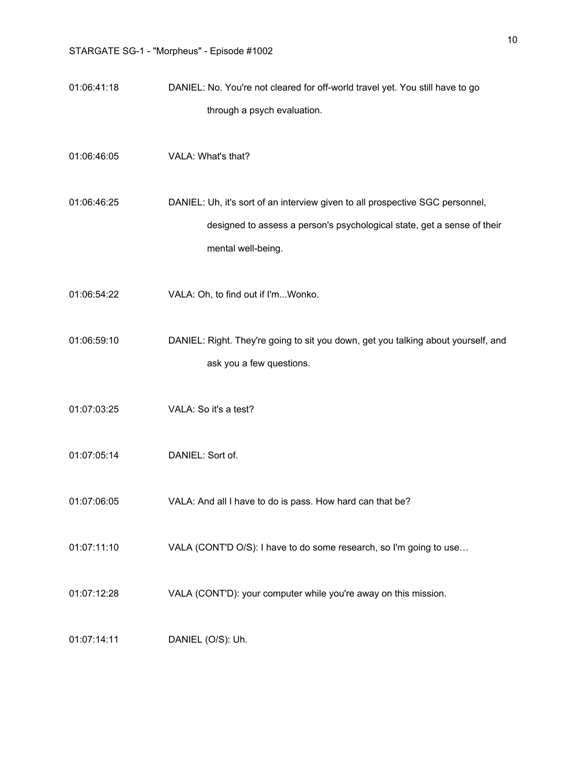01:06:41:18 DANIEL: No. You're not cleared for off-world travel yet. You still have to go through a psych evaluation.

01:06:46:05 VALA: What's that?

01:06:46:25 DANIEL: Uh, it's sort of an interview given to all prospective SGC personnel, designed to assess a person's psychological state, get a sense of their mental well-being.

01:06:54:22 VALA: Oh, to find out if I'm...Wonko.

01:06:59:10 DANIEL: Right. They're going to sit you down, get you talking about yourself, and ask you a few questions.

01:07:03:25 VALA: So it's a test?

01:07:05:14 DANIEL: Sort of.

01:07:06:05 VALA: And all I have to do is pass. How hard can that be?

01:07:11:10 VALA (CONT'D O/S): I have to do some research, so I'm going to use…

01:07:12:28 VALA (CONT'D): your computer while you're away on this mission.

01:07:14:11 DANIEL (O/S): Uh.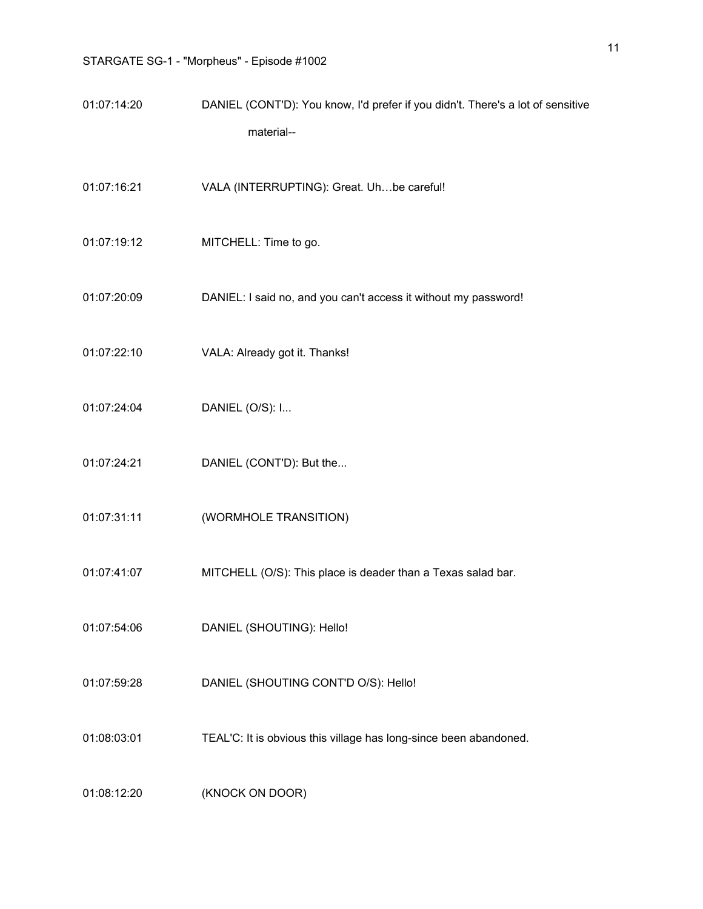01:07:14:20 DANIEL (CONT'D): You know, I'd prefer if you didn't. There's a lot of sensitive material--

01:07:16:21 VALA (INTERRUPTING): Great. Uh…be careful!

01:07:19:12 MITCHELL: Time to go.

01:07:20:09 DANIEL: I said no, and you can't access it without my password!

01:07:22:10 VALA: Already got it. Thanks!

01:07:24:04 DANIEL (O/S): I...

01:07:24:21 DANIEL (CONT'D): But the...

01:07:31:11 (WORMHOLE TRANSITION)

01:07:41:07 MITCHELL (O/S): This place is deader than a Texas salad bar.

01:07:54:06 DANIEL (SHOUTING): Hello!

01:07:59:28 DANIEL (SHOUTING CONT'D O/S): Hello!

01:08:03:01 TEAL'C: It is obvious this village has long-since been abandoned.

01:08:12:20 (KNOCK ON DOOR)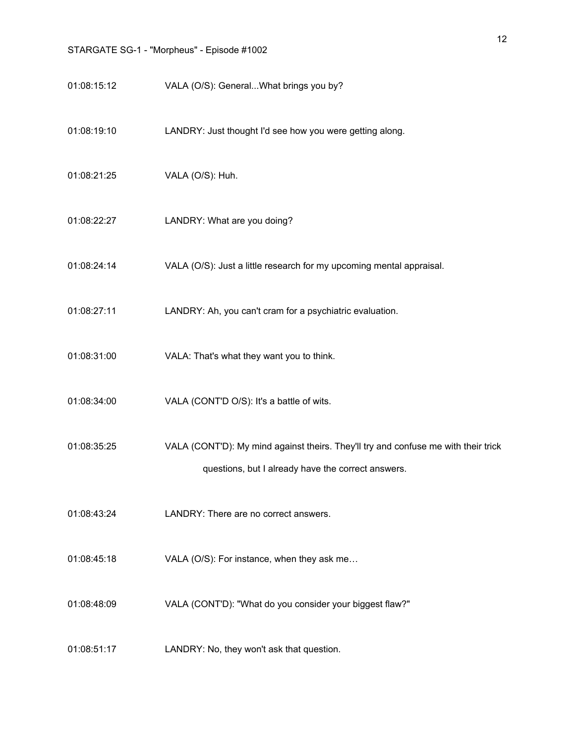01:08:15:12 VALA (O/S): General...What brings you by?

01:08:19:10 LANDRY: Just thought I'd see how you were getting along.

01:08:21:25 VALA (O/S): Huh.

01:08:22:27 LANDRY: What are you doing?

01:08:24:14 VALA (O/S): Just a little research for my upcoming mental appraisal.

01:08:27:11 LANDRY: Ah, you can't cram for a psychiatric evaluation.

01:08:31:00 VALA: That's what they want you to think.

01:08:34:00 VALA (CONT'D O/S): It's a battle of wits.

01:08:35:25 VALA (CONT'D): My mind against theirs. They'll try and confuse me with their trick questions, but I already have the correct answers.

01:08:43:24 LANDRY: There are no correct answers.

01:08:45:18 VALA (O/S): For instance, when they ask me…

01:08:48:09 VALA (CONT'D): "What do you consider your biggest flaw?"

01:08:51:17 LANDRY: No, they won't ask that question.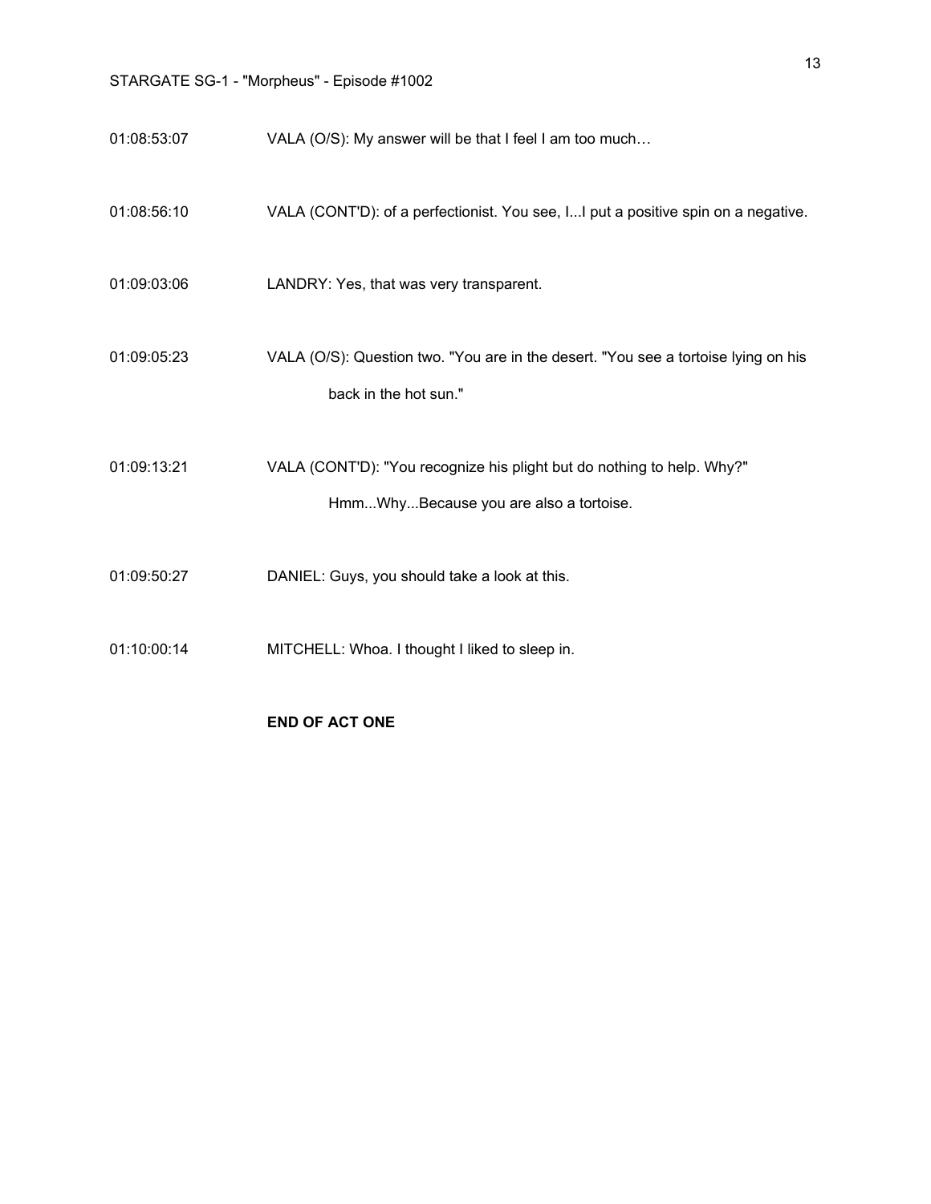01:08:53:07 VALA (O/S): My answer will be that I feel I am too much…

01:08:56:10 VALA (CONT'D): of a perfectionist. You see, I...I put a positive spin on a negative.

01:09:03:06 LANDRY: Yes, that was very transparent.

01:09:05:23 VALA (O/S): Question two. "You are in the desert. "You see a tortoise lying on his back in the hot sun."

01:09:13:21 VALA (CONT'D): "You recognize his plight but do nothing to help. Why?" Hmm...Why...Because you are also a tortoise.

01:09:50:27 DANIEL: Guys, you should take a look at this.

01:10:00:14 MITCHELL: Whoa. I thought I liked to sleep in.

**END OF ACT ONE**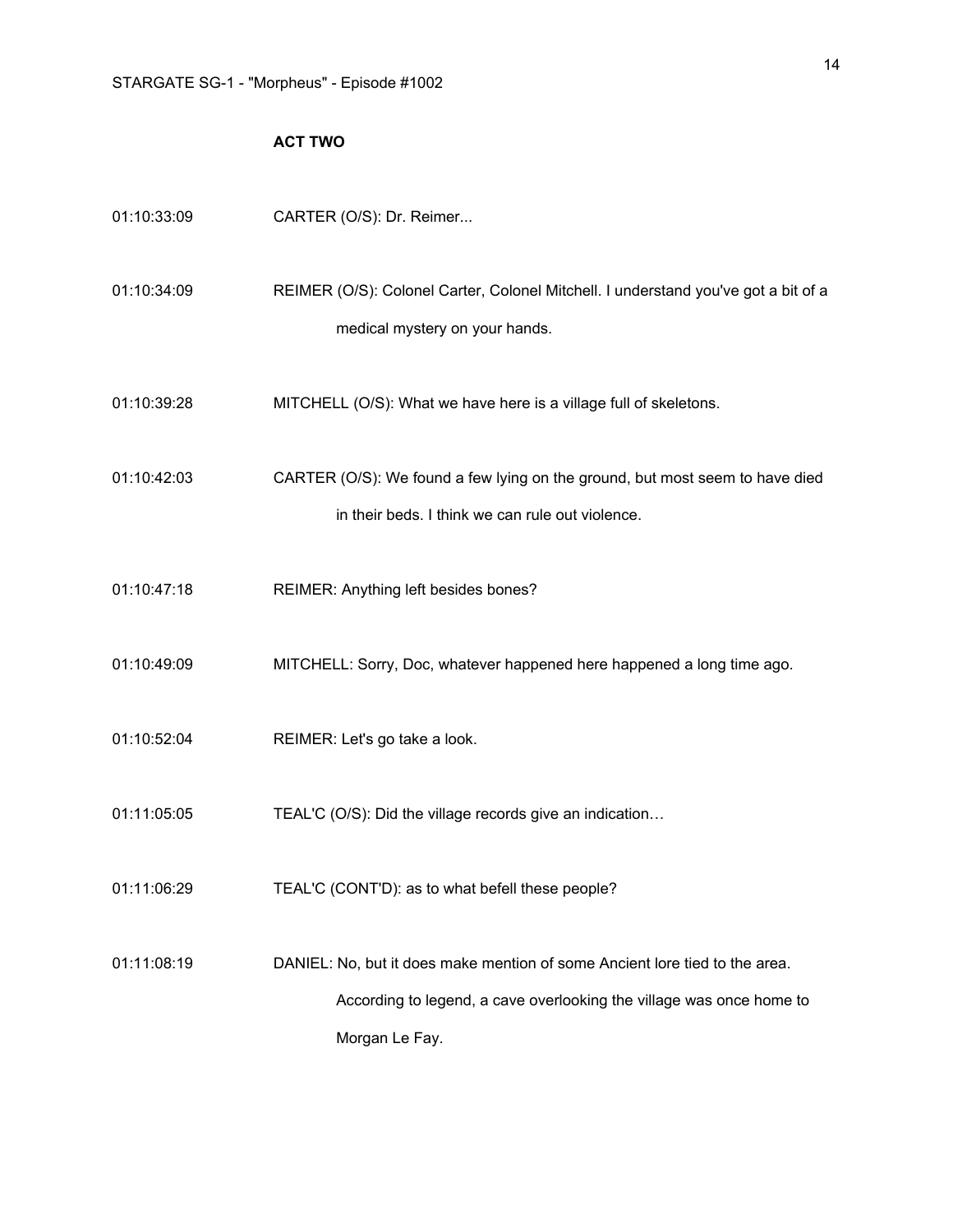**ACT TWO**

01:10:33:09 CARTER (O/S): Dr. Reimer...

01:10:34:09 REIMER (O/S): Colonel Carter, Colonel Mitchell. I understand you've got a bit of a medical mystery on your hands.

01:10:39:28 MITCHELL (O/S): What we have here is a village full of skeletons.

01:10:42:03 CARTER (O/S): We found a few lying on the ground, but most seem to have died in their beds. I think we can rule out violence.

01:10:47:18 REIMER: Anything left besides bones?

01:10:49:09 MITCHELL: Sorry, Doc, whatever happened here happened a long time ago.

01:10:52:04 REIMER: Let's go take a look.

01:11:05:05 TEAL'C (O/S): Did the village records give an indication…

01:11:06:29 TEAL'C (CONT'D): as to what befell these people?

01:11:08:19 DANIEL: No, but it does make mention of some Ancient lore tied to the area. According to legend, a cave overlooking the village was once home to Morgan Le Fay.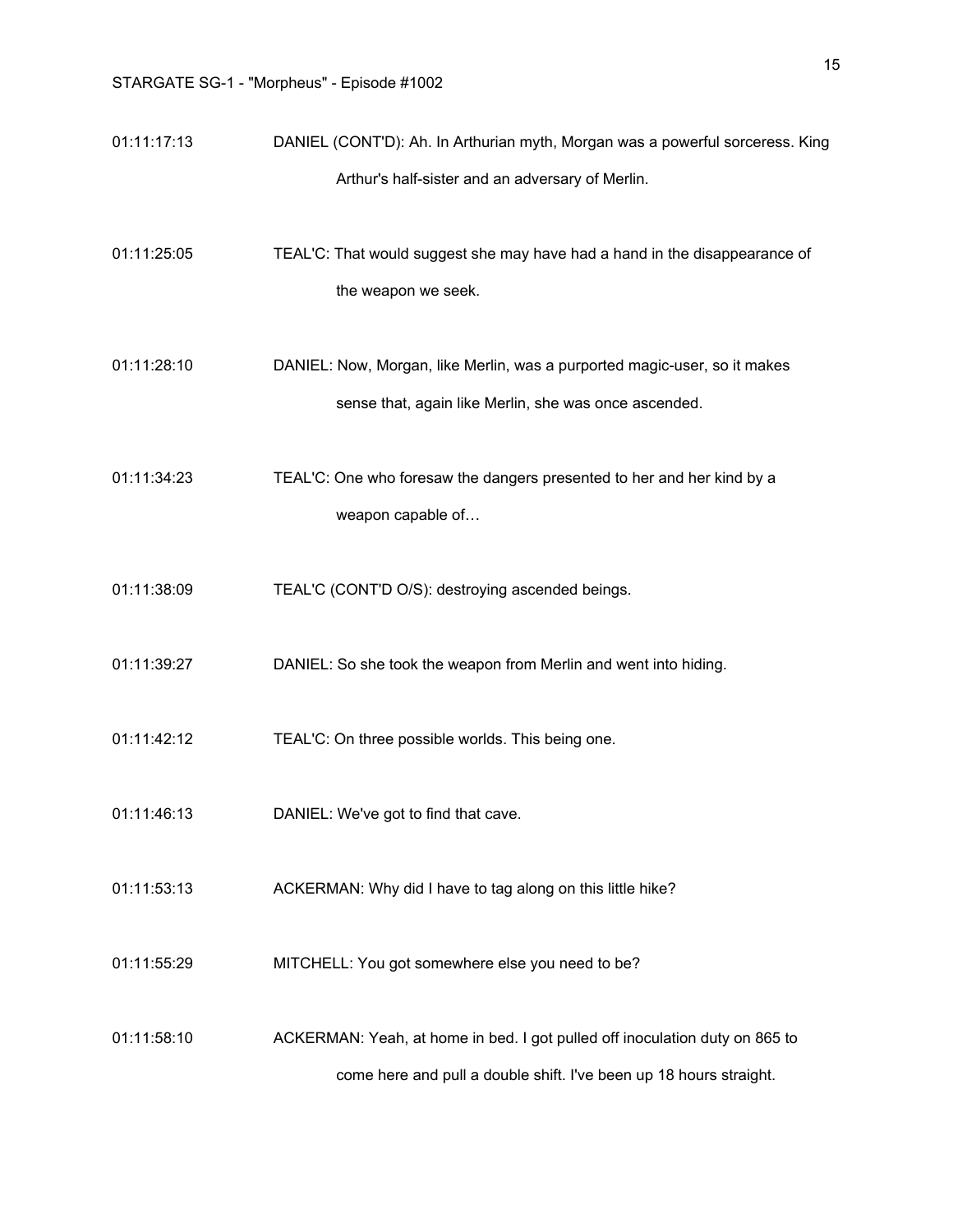01:11:17:13 DANIEL (CONT'D): Ah. In Arthurian myth, Morgan was a powerful sorceress. King Arthur's half-sister and an adversary of Merlin.

01:11:25:05 TEAL'C: That would suggest she may have had a hand in the disappearance of the weapon we seek.

01:11:28:10 DANIEL: Now, Morgan, like Merlin, was a purported magic-user, so it makes sense that, again like Merlin, she was once ascended.

01:11:34:23 TEAL'C: One who foresaw the dangers presented to her and her kind by a weapon capable of…

01:11:38:09 TEAL'C (CONT'D O/S): destroying ascended beings.

01:11:39:27 DANIEL: So she took the weapon from Merlin and went into hiding.

01:11:42:12 TEAL'C: On three possible worlds. This being one.

01:11:46:13 DANIEL: We've got to find that cave.

01:11:53:13 ACKERMAN: Why did I have to tag along on this little hike?

01:11:55:29 MITCHELL: You got somewhere else you need to be?

01:11:58:10 ACKERMAN: Yeah, at home in bed. I got pulled off inoculation duty on 865 to come here and pull a double shift. I've been up 18 hours straight.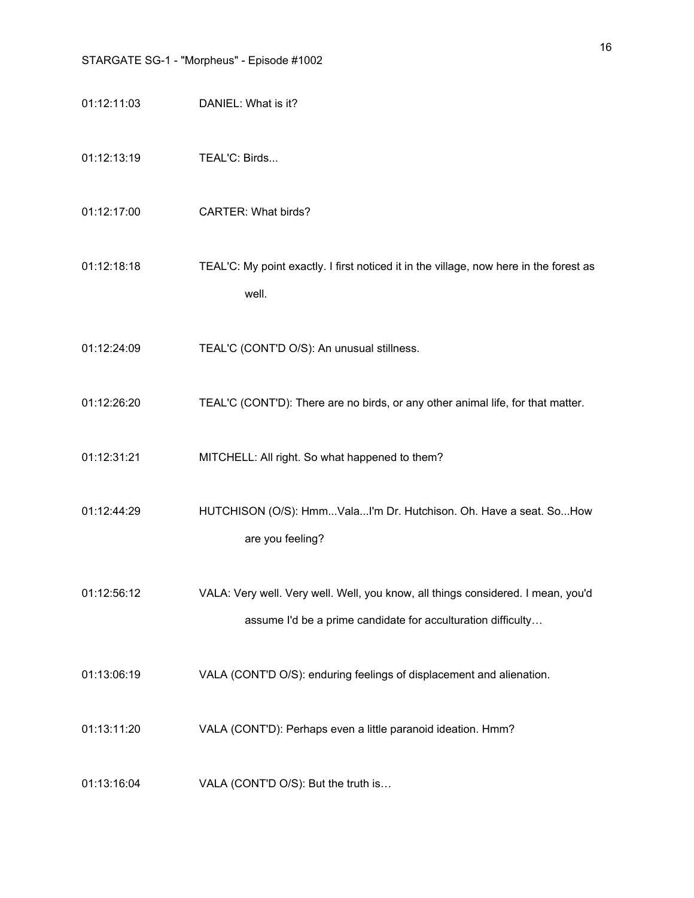01:12:11:03 DANIEL: What is it?

01:12:13:19 TEAL'C: Birds...

01:12:17:00 CARTER: What birds?

01:12:18:18 TEAL'C: My point exactly. I first noticed it in the village, now here in the forest as well.

01:12:24:09 TEAL'C (CONT'D O/S): An unusual stillness.

01:12:26:20 TEAL'C (CONT'D): There are no birds, or any other animal life, for that matter.

01:12:31:21 MITCHELL: All right. So what happened to them?

01:12:44:29 HUTCHISON (O/S): Hmm...Vala...I'm Dr. Hutchison. Oh. Have a seat. So...How are you feeling?

01:12:56:12 VALA: Very well. Very well. Well, you know, all things considered. I mean, you'd assume I'd be a prime candidate for acculturation difficulty…

01:13:06:19 VALA (CONT'D O/S): enduring feelings of displacement and alienation.

01:13:11:20 VALA (CONT'D): Perhaps even a little paranoid ideation. Hmm?

01:13:16:04 VALA (CONT'D O/S): But the truth is…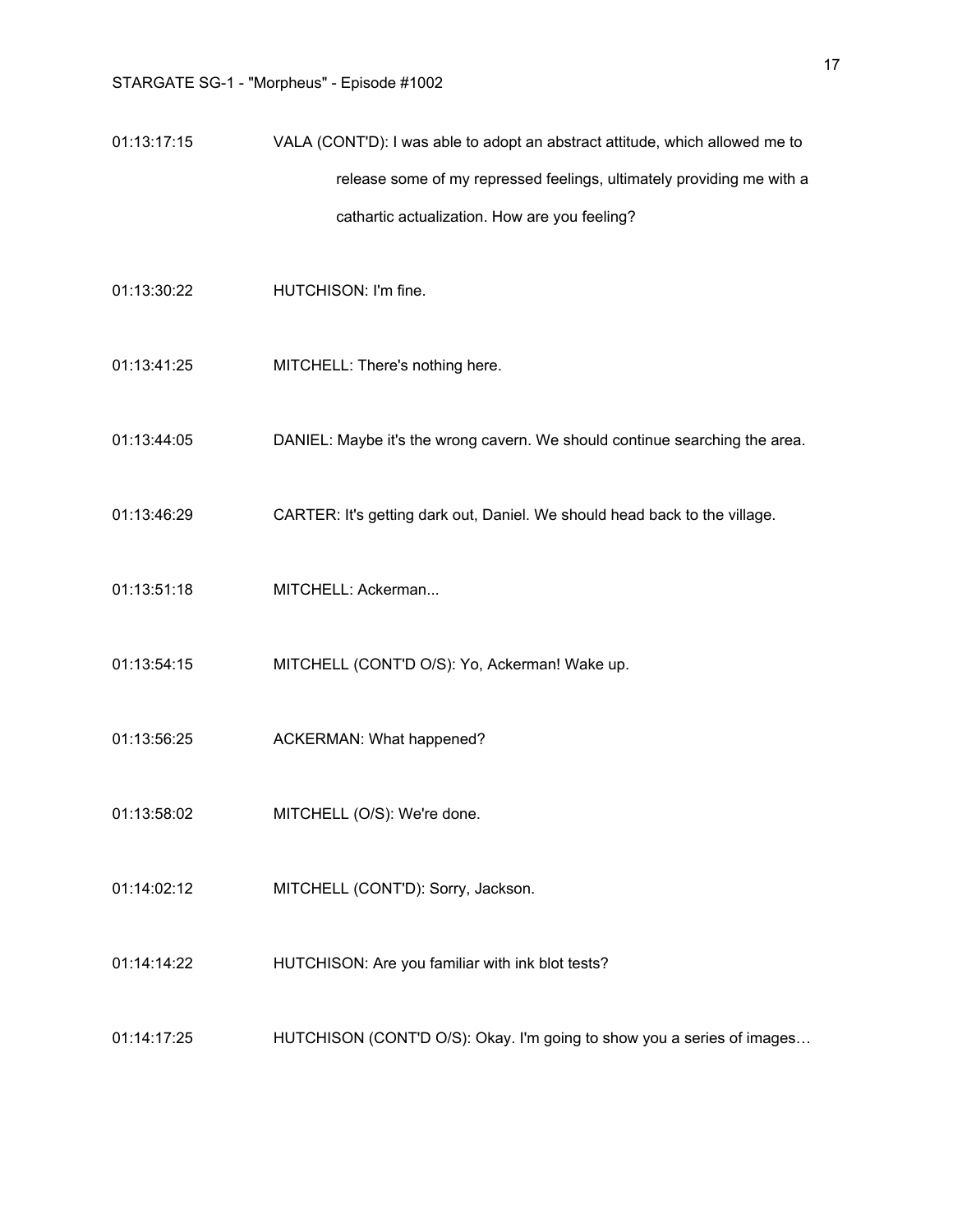01:13:17:15 VALA (CONT'D): I was able to adopt an abstract attitude, which allowed me to release some of my repressed feelings, ultimately providing me with a cathartic actualization. How are you feeling?

01:13:30:22 HUTCHISON: I'm fine.

01:13:41:25 MITCHELL: There's nothing here.

01:13:44:05 DANIEL: Maybe it's the wrong cavern. We should continue searching the area.

01:13:46:29 CARTER: It's getting dark out, Daniel. We should head back to the village.

01:13:51:18 MITCHELL: Ackerman...

01:13:54:15 MITCHELL (CONT'D O/S): Yo, Ackerman! Wake up.

01:13:56:25 ACKERMAN: What happened?

01:13:58:02 MITCHELL (O/S): We're done.

01:14:02:12 MITCHELL (CONT'D): Sorry, Jackson.

01:14:14:22 HUTCHISON: Are you familiar with ink blot tests?

01:14:17:25 HUTCHISON (CONT'D O/S): Okay. I'm going to show you a series of images…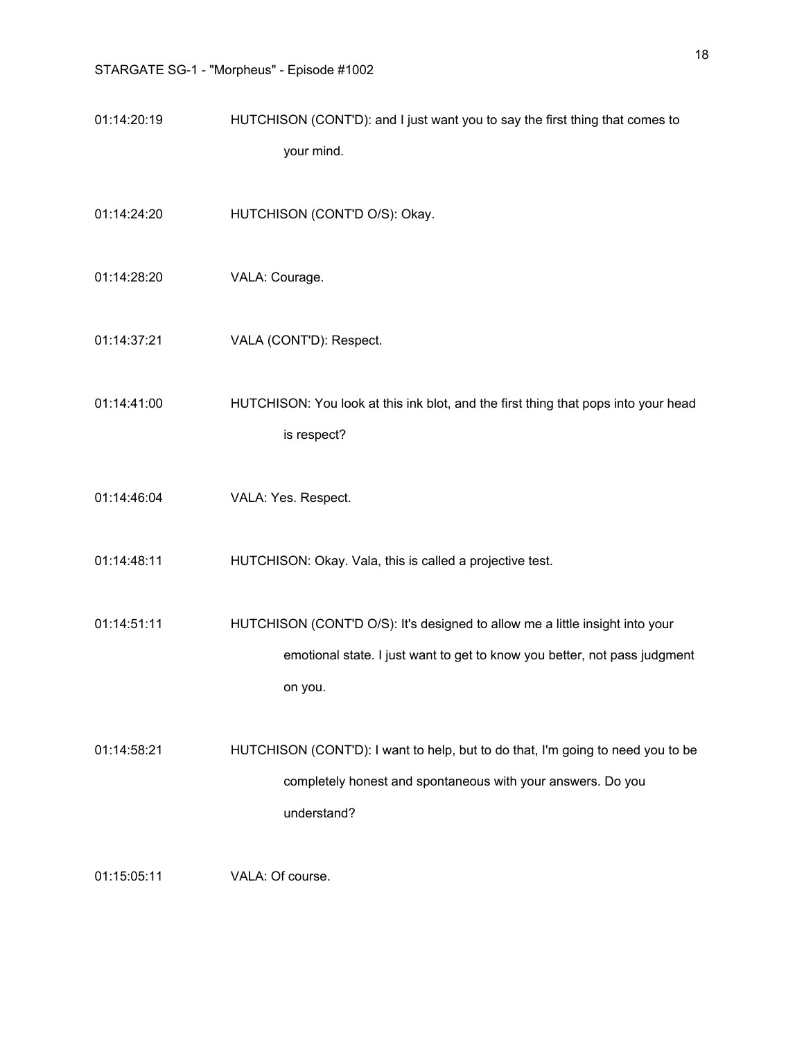01:14:20:19 HUTCHISON (CONT'D): and I just want you to say the first thing that comes to your mind.

01:14:24:20 HUTCHISON (CONT'D O/S): Okay.

01:14:28:20 VALA: Courage.

01:14:37:21 VALA (CONT'D): Respect.

01:14:41:00 HUTCHISON: You look at this ink blot, and the first thing that pops into your head is respect?

01:14:46:04 VALA: Yes. Respect.

01:14:48:11 HUTCHISON: Okay. Vala, this is called a projective test.

01:14:51:11 HUTCHISON (CONT'D O/S): It's designed to allow me a little insight into your emotional state. I just want to get to know you better, not pass judgment on you.

01:14:58:21 HUTCHISON (CONT'D): I want to help, but to do that, I'm going to need you to be completely honest and spontaneous with your answers. Do you understand?

01:15:05:11 VALA: Of course.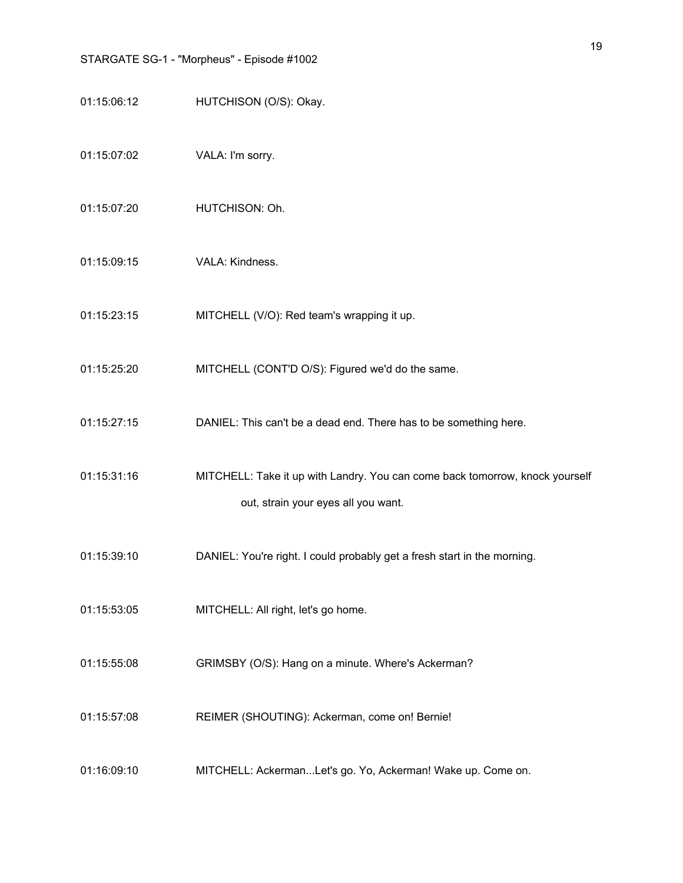01:15:06:12 HUTCHISON (O/S): Okay.

01:15:07:02 VALA: I'm sorry.

01:15:07:20 HUTCHISON: Oh.

01:15:09:15 VALA: Kindness.

01:15:23:15 MITCHELL (V/O): Red team's wrapping it up.

01:15:25:20 MITCHELL (CONT'D O/S): Figured we'd do the same.

01:15:27:15 DANIEL: This can't be a dead end. There has to be something here.

01:15:31:16 MITCHELL: Take it up with Landry. You can come back tomorrow, knock yourself out, strain your eyes all you want.

01:15:39:10 DANIEL: You're right. I could probably get a fresh start in the morning.

01:15:53:05 MITCHELL: All right, let's go home.

01:15:55:08 GRIMSBY (O/S): Hang on a minute. Where's Ackerman?

01:15:57:08 REIMER (SHOUTING): Ackerman, come on! Bernie!

01:16:09:10 MITCHELL: Ackerman...Let's go. Yo, Ackerman! Wake up. Come on.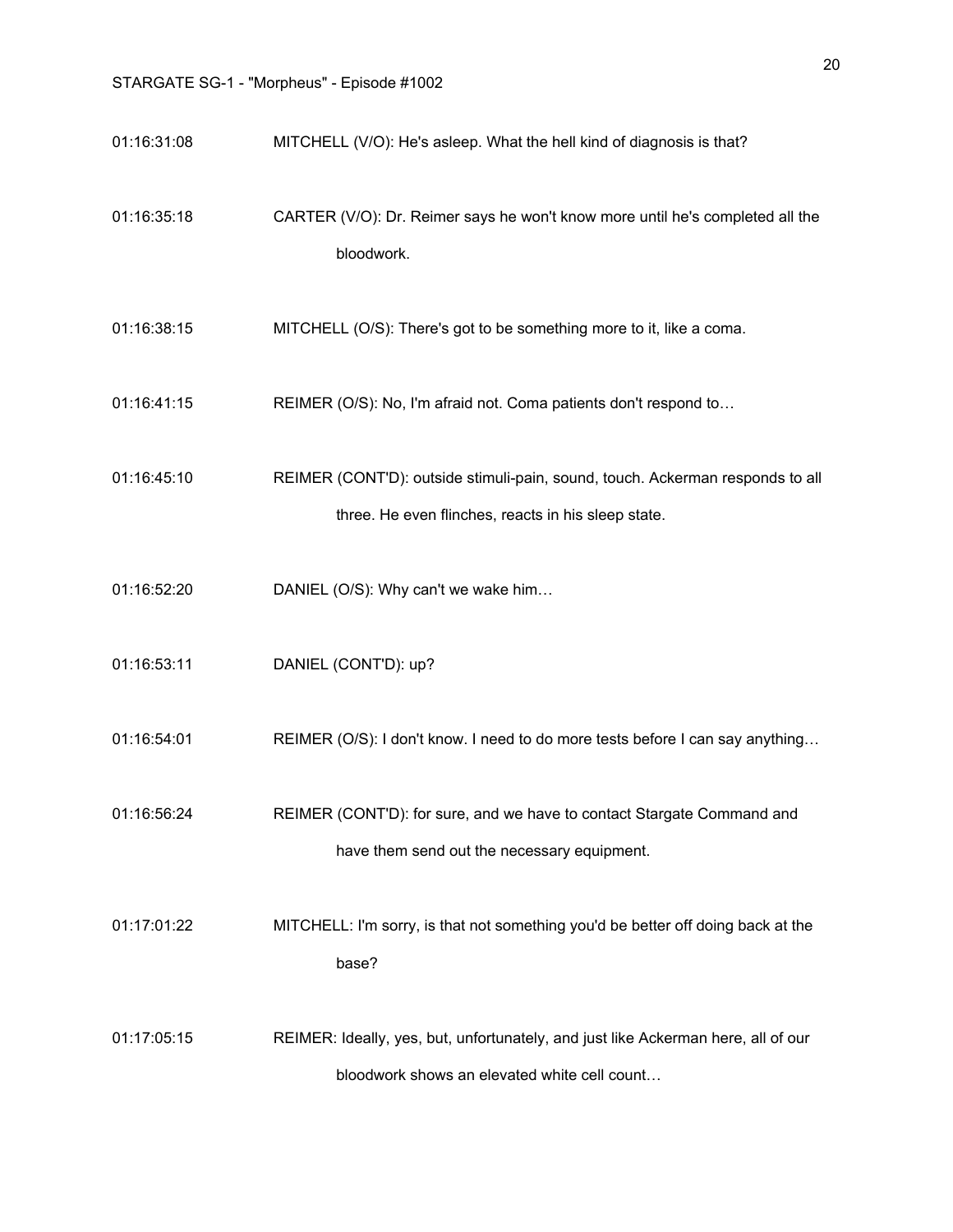01:16:31:08 MITCHELL (V/O): He's asleep. What the hell kind of diagnosis is that?

01:16:35:18 CARTER (V/O): Dr. Reimer says he won't know more until he's completed all the bloodwork.

01:16:38:15 MITCHELL (O/S): There's got to be something more to it, like a coma.

01:16:41:15 REIMER (O/S): No, I'm afraid not. Coma patients don't respond to…

01:16:45:10 REIMER (CONT'D): outside stimuli-pain, sound, touch. Ackerman responds to all three. He even flinches, reacts in his sleep state.

01:16:52:20 DANIEL (O/S): Why can't we wake him…

01:16:53:11 DANIEL (CONT'D): up?

01:16:54:01 REIMER (O/S): I don't know. I need to do more tests before I can say anything…

01:16:56:24 REIMER (CONT'D): for sure, and we have to contact Stargate Command and have them send out the necessary equipment.

01:17:01:22 MITCHELL: I'm sorry, is that not something you'd be better off doing back at the base?

01:17:05:15 REIMER: Ideally, yes, but, unfortunately, and just like Ackerman here, all of our bloodwork shows an elevated white cell count…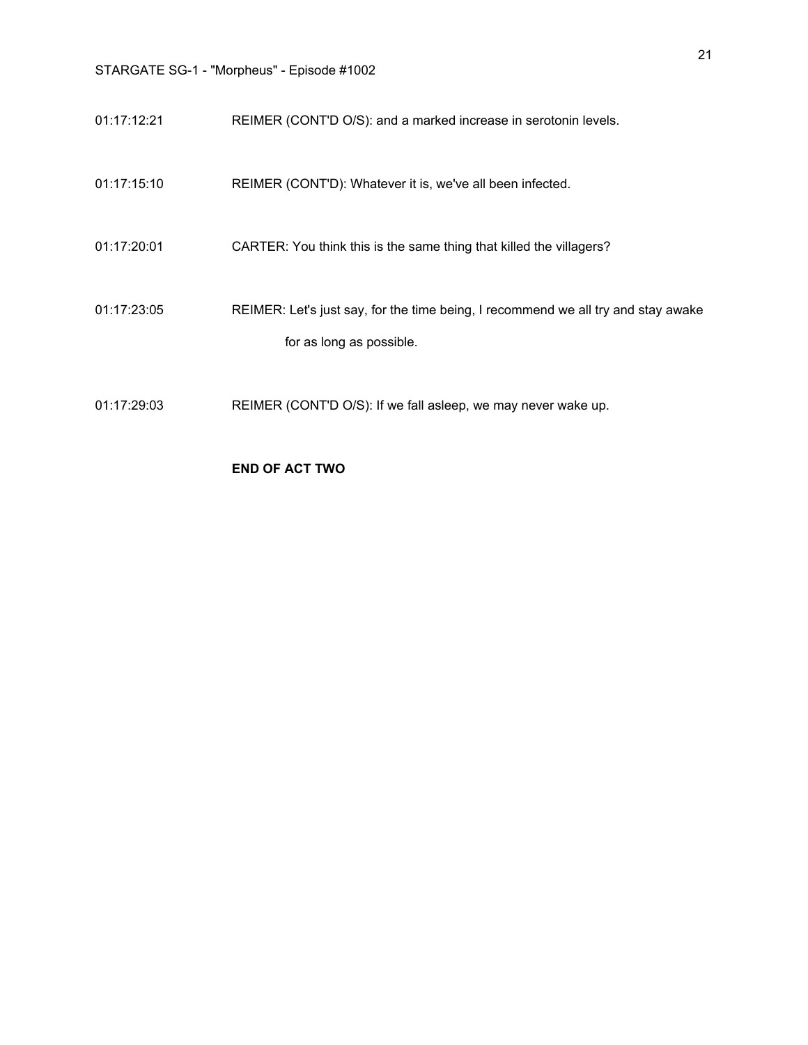01:17:12:21 REIMER (CONT'D O/S): and a marked increase in serotonin levels.

01:17:15:10 REIMER (CONT'D): Whatever it is, we've all been infected.

01:17:20:01 CARTER: You think this is the same thing that killed the villagers?

01:17:23:05 REIMER: Let's just say, for the time being, I recommend we all try and stay awake for as long as possible.

01:17:29:03 REIMER (CONT'D O/S): If we fall asleep, we may never wake up.

**END OF ACT TWO**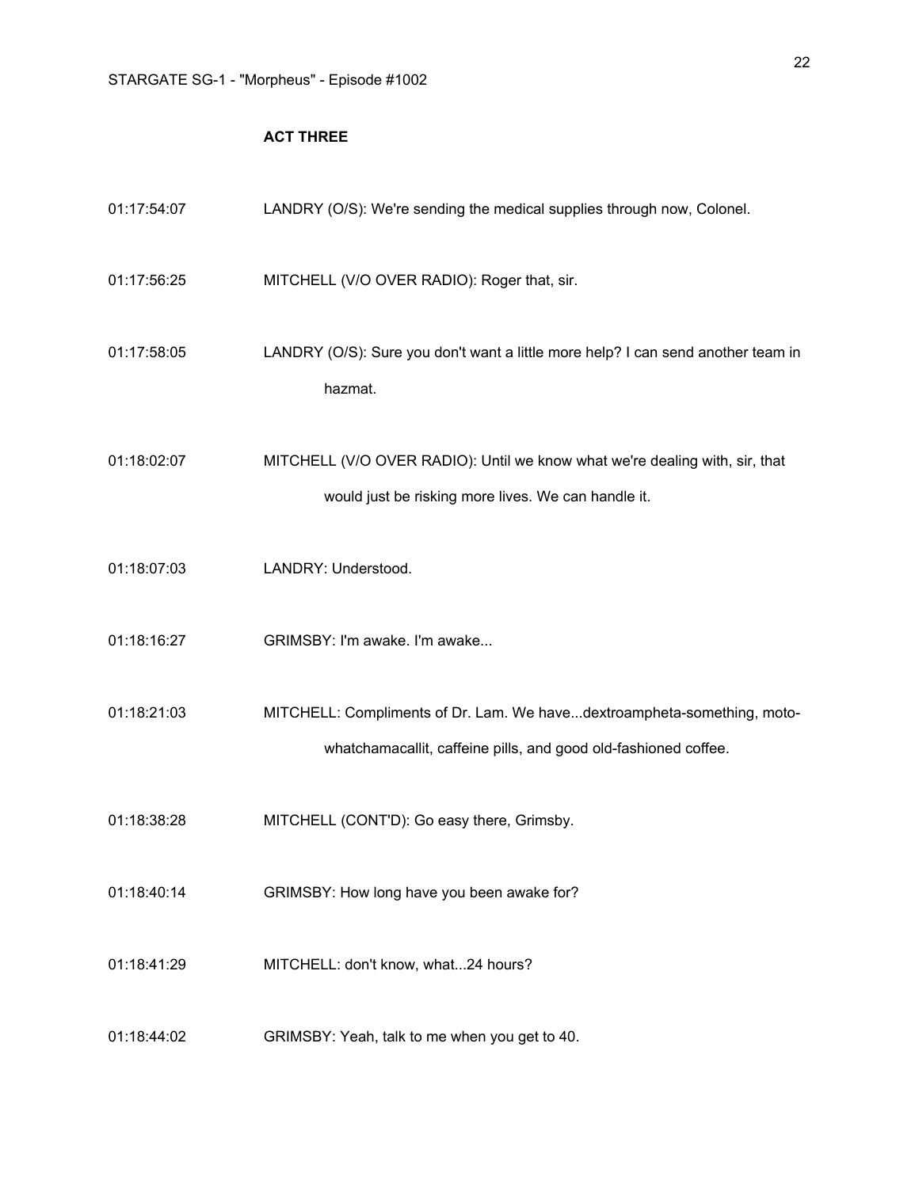**ACT THREE**

01:17:54:07 LANDRY (O/S): We're sending the medical supplies through now, Colonel.

01:17:56:25 MITCHELL (V/O OVER RADIO): Roger that, sir.

01:17:58:05 LANDRY (O/S): Sure you don't want a little more help? I can send another team in hazmat.

01:18:02:07 MITCHELL (V/O OVER RADIO): Until we know what we're dealing with, sir, that would just be risking more lives. We can handle it.

01:18:07:03 LANDRY: Understood.

01:18:16:27 GRIMSBY: I'm awake. I'm awake...

01:18:21:03 MITCHELL: Compliments of Dr. Lam. We have...dextroampheta-something, moto-whatchamacallit, caffeine pills, and good old-fashioned coffee.

01:18:38:28 MITCHELL (CONT'D): Go easy there, Grimsby.

01:18:40:14 GRIMSBY: How long have you been awake for?

01:18:41:29 MITCHELL: don't know, what...24 hours?

01:18:44:02 GRIMSBY: Yeah, talk to me when you get to 40.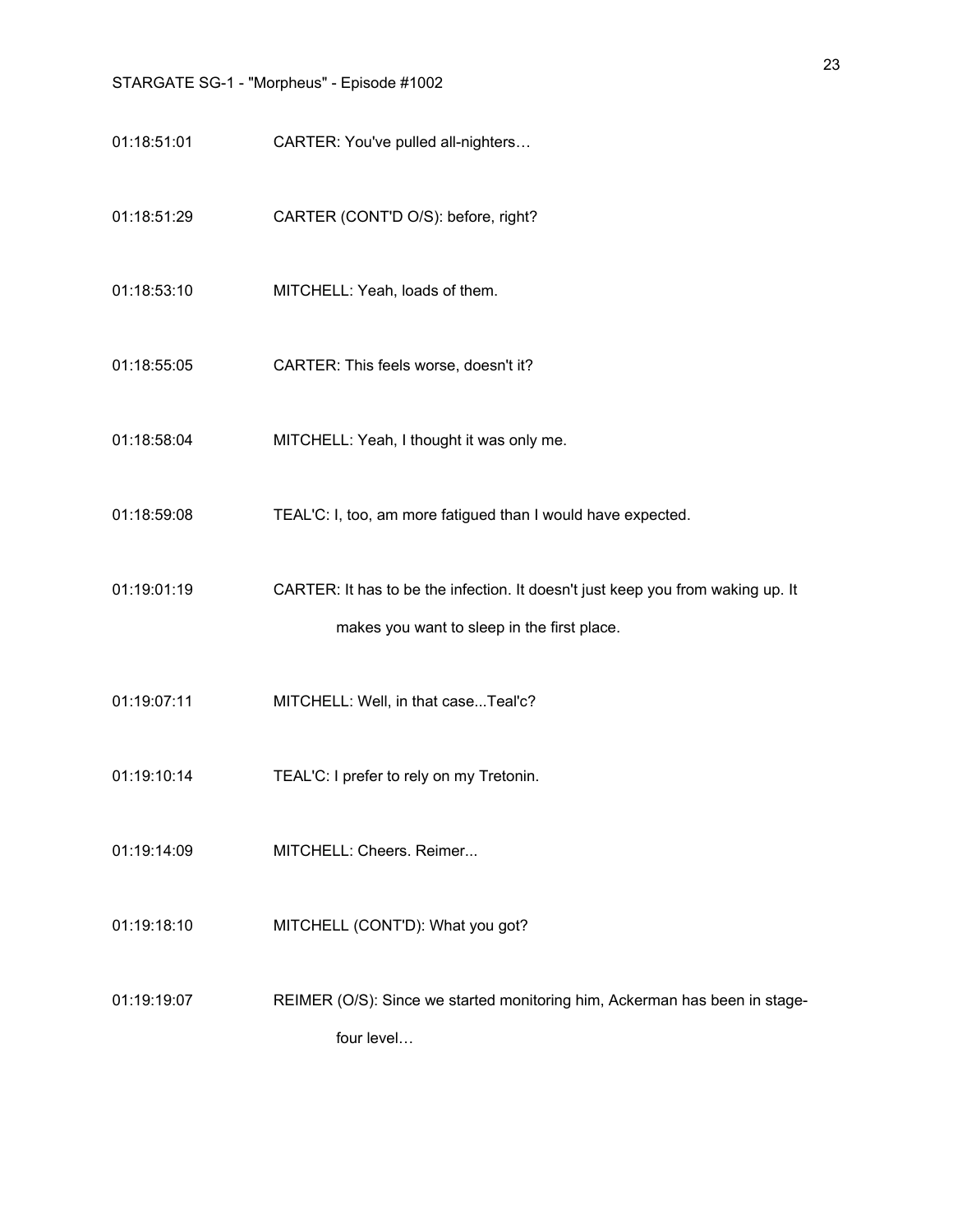01:18:51:01 CARTER: You've pulled all-nighters…

01:18:51:29 CARTER (CONT'D O/S): before, right?

01:18:53:10 MITCHELL: Yeah, loads of them.

01:18:55:05 CARTER: This feels worse, doesn't it?

01:18:58:04 MITCHELL: Yeah, I thought it was only me.

01:18:59:08 TEAL'C: I, too, am more fatigued than I would have expected.

01:19:01:19 CARTER: It has to be the infection. It doesn't just keep you from waking up. It makes you want to sleep in the first place.

01:19:07:11 MITCHELL: Well, in that case...Teal'c?

01:19:10:14 TEAL'C: I prefer to rely on my Tretonin.

01:19:14:09 MITCHELL: Cheers. Reimer...

01:19:18:10 MITCHELL (CONT'D): What you got?

01:19:19:07 REIMER (O/S): Since we started monitoring him, Ackerman has been in stage-four level…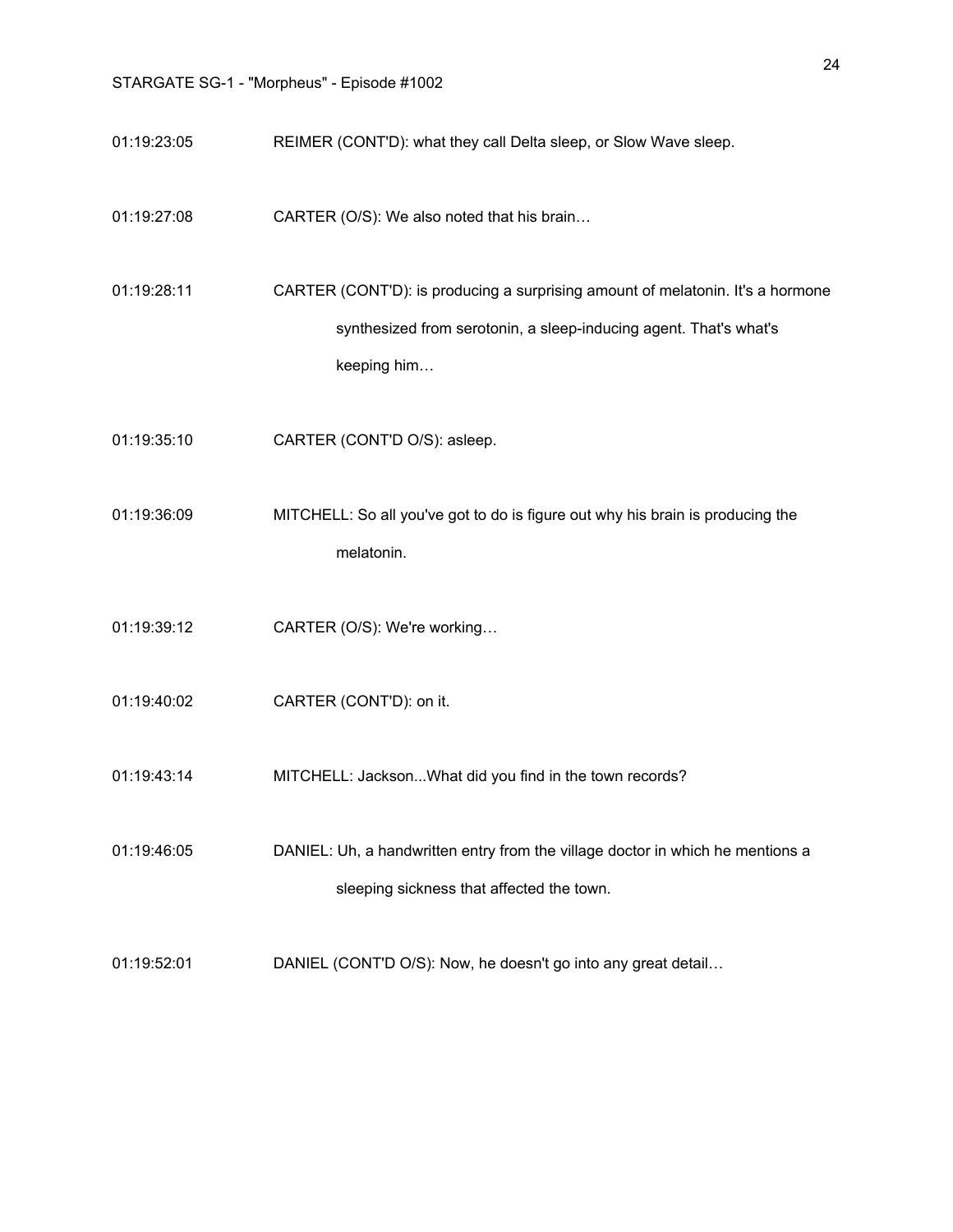01:19:23:05 REIMER (CONT'D): what they call Delta sleep, or Slow Wave sleep.

01:19:27:08 CARTER (O/S): We also noted that his brain…

01:19:28:11 CARTER (CONT'D): is producing a surprising amount of melatonin. It's a hormone synthesized from serotonin, a sleep-inducing agent. That's what's keeping him…

01:19:35:10 CARTER (CONT'D O/S): asleep.

01:19:36:09 MITCHELL: So all you've got to do is figure out why his brain is producing the melatonin.

01:19:39:12 CARTER (O/S): We're working…

01:19:40:02 CARTER (CONT'D): on it.

01:19:43:14 MITCHELL: Jackson...What did you find in the town records?

01:19:46:05 DANIEL: Uh, a handwritten entry from the village doctor in which he mentions a sleeping sickness that affected the town.

01:19:52:01 DANIEL (CONT'D O/S): Now, he doesn't go into any great detail…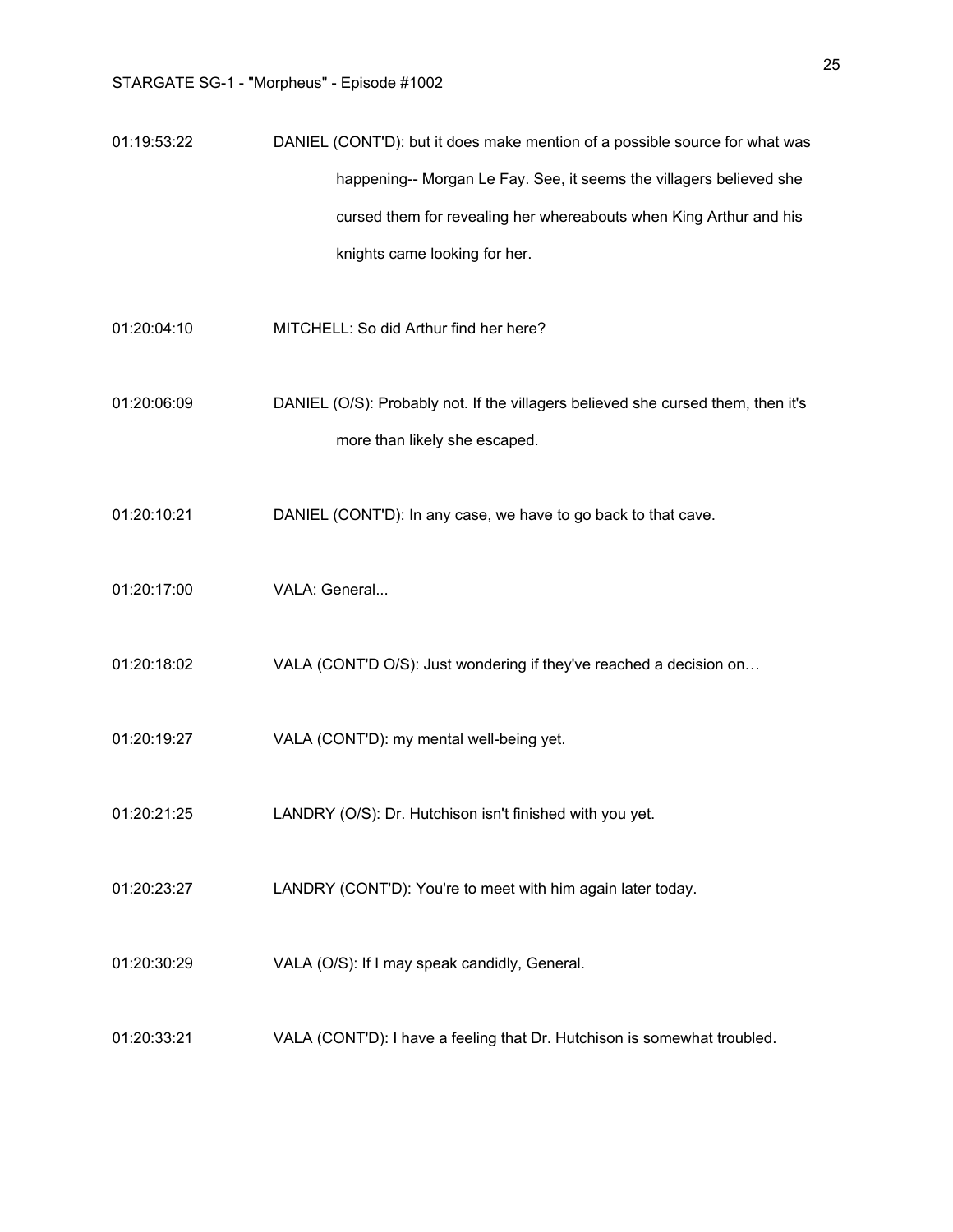01:19:53:22 DANIEL (CONT'D): but it does make mention of a possible source for what was happening-- Morgan Le Fay. See, it seems the villagers believed she cursed them for revealing her whereabouts when King Arthur and his knights came looking for her.

01:20:04:10 MITCHELL: So did Arthur find her here?

01:20:06:09 DANIEL (O/S): Probably not. If the villagers believed she cursed them, then it's more than likely she escaped.

01:20:10:21 DANIEL (CONT'D): In any case, we have to go back to that cave.

01:20:17:00 VALA: General...

01:20:18:02 VALA (CONT'D O/S): Just wondering if they've reached a decision on…

01:20:19:27 VALA (CONT'D): my mental well-being yet.

01:20:21:25 LANDRY (O/S): Dr. Hutchison isn't finished with you yet.

01:20:23:27 LANDRY (CONT'D): You're to meet with him again later today.

01:20:30:29 VALA (O/S): If I may speak candidly, General.

01:20:33:21 VALA (CONT'D): I have a feeling that Dr. Hutchison is somewhat troubled.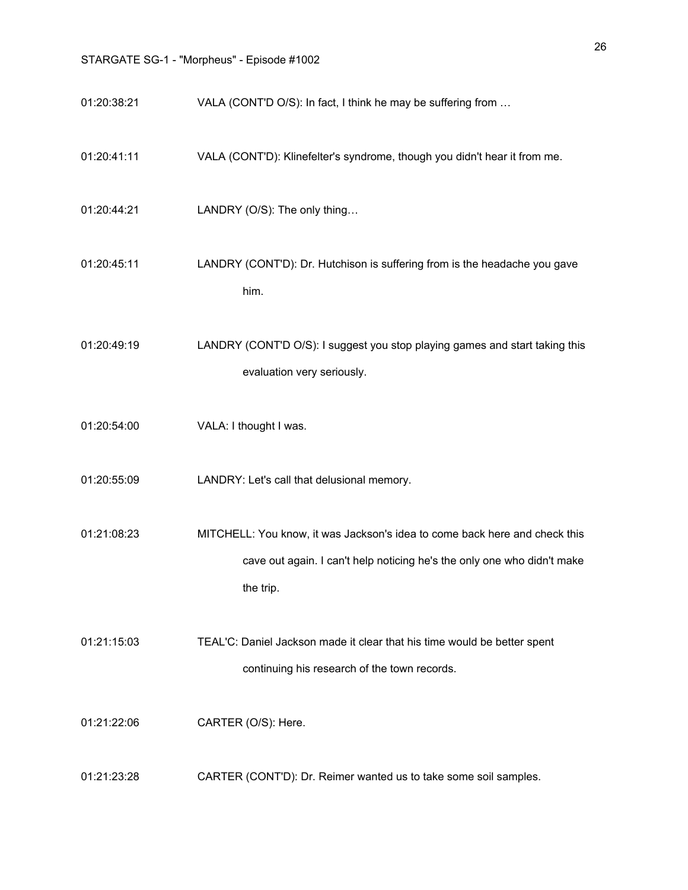01:20:38:21 VALA (CONT'D O/S): In fact, I think he may be suffering from …

01:20:41:11 VALA (CONT'D): Klinefelter's syndrome, though you didn't hear it from me.

01:20:44:21 LANDRY (O/S): The only thing…

01:20:45:11 LANDRY (CONT'D): Dr. Hutchison is suffering from is the headache you gave him.

01:20:49:19 LANDRY (CONT'D O/S): I suggest you stop playing games and start taking this evaluation very seriously.

01:20:54:00 VALA: I thought I was.

01:20:55:09 LANDRY: Let's call that delusional memory.

01:21:08:23 MITCHELL: You know, it was Jackson's idea to come back here and check this cave out again. I can't help noticing he's the only one who didn't make the trip.

01:21:15:03 TEAL'C: Daniel Jackson made it clear that his time would be better spent continuing his research of the town records.

01:21:22:06 CARTER (O/S): Here.

01:21:23:28 CARTER (CONT'D): Dr. Reimer wanted us to take some soil samples.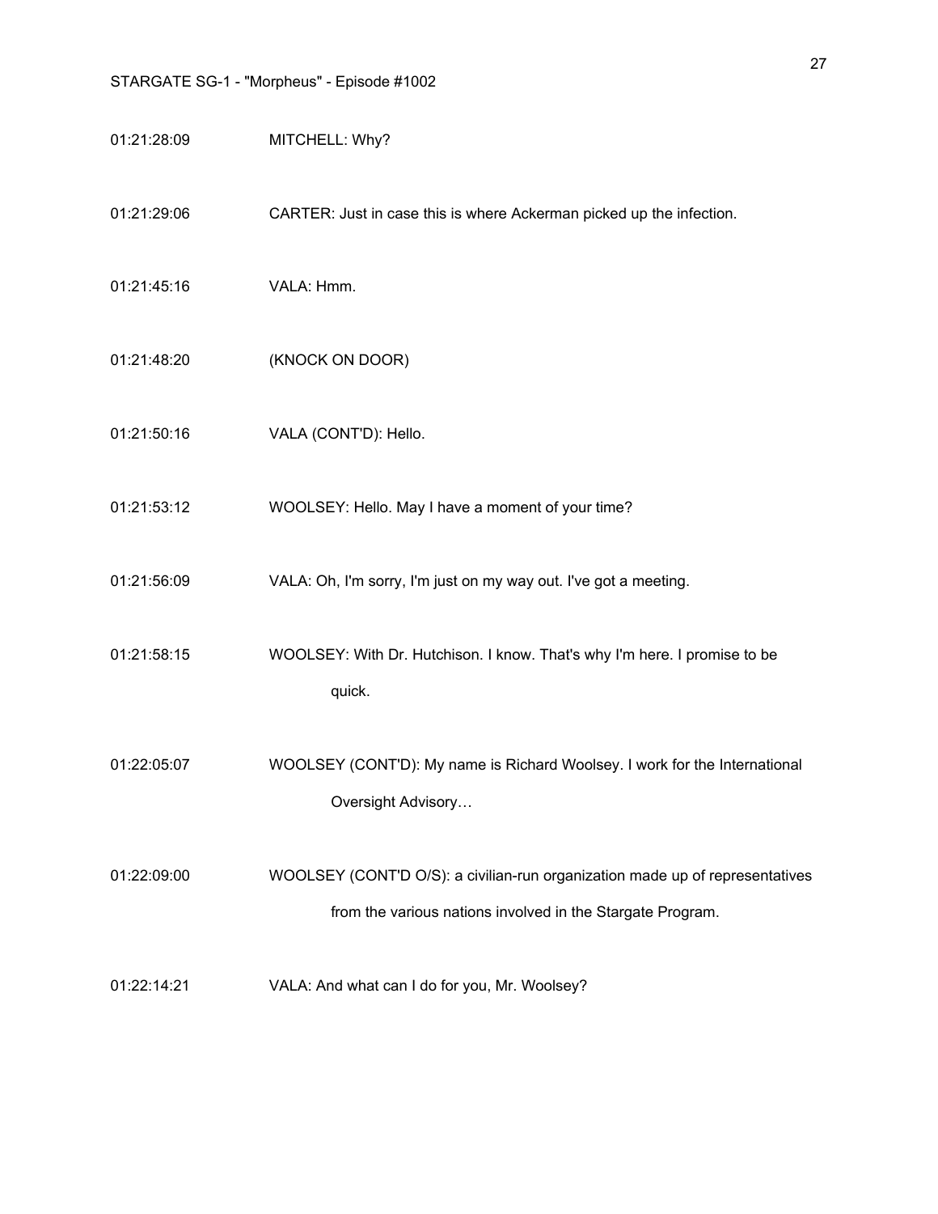01:21:28:09 MITCHELL: Why?

01:21:29:06 CARTER: Just in case this is where Ackerman picked up the infection.

01:21:45:16 VALA: Hmm.

01:21:48:20 (KNOCK ON DOOR)

01:21:50:16 VALA (CONT'D): Hello.

01:21:53:12 WOOLSEY: Hello. May I have a moment of your time?

01:21:56:09 VALA: Oh, I'm sorry, I'm just on my way out. I've got a meeting.

01:21:58:15 WOOLSEY: With Dr. Hutchison. I know. That's why I'm here. I promise to be quick.

01:22:05:07 WOOLSEY (CONT'D): My name is Richard Woolsey. I work for the International Oversight Advisory…

01:22:09:00 WOOLSEY (CONT'D O/S): a civilian-run organization made up of representatives from the various nations involved in the Stargate Program.

01:22:14:21 VALA: And what can I do for you, Mr. Woolsey?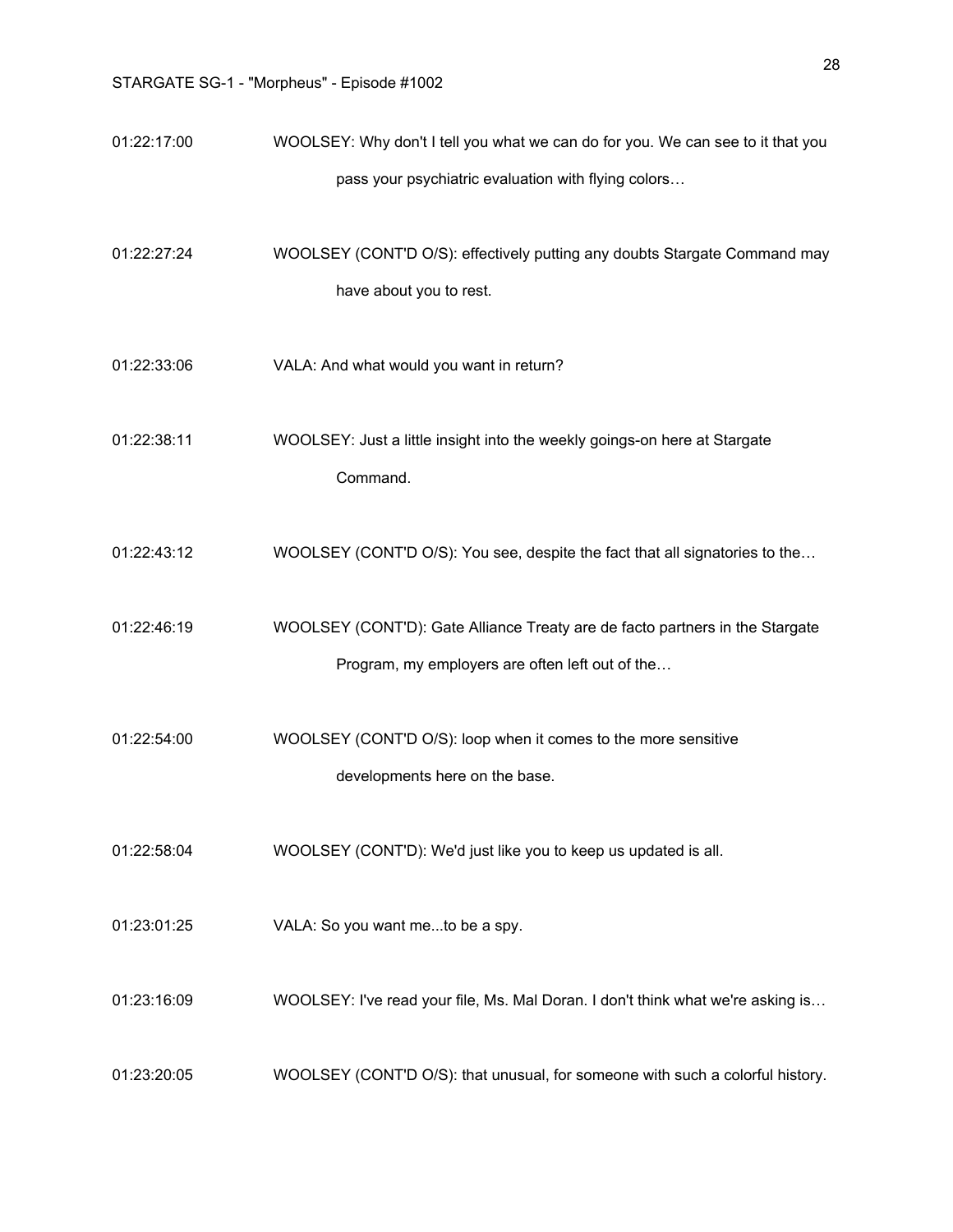01:22:17:00 WOOLSEY: Why don't I tell you what we can do for you. We can see to it that you pass your psychiatric evaluation with flying colors…

01:22:27:24 WOOLSEY (CONT'D O/S): effectively putting any doubts Stargate Command may have about you to rest.

01:22:33:06 VALA: And what would you want in return?

01:22:38:11 WOOLSEY: Just a little insight into the weekly goings-on here at Stargate Command.

01:22:43:12 WOOLSEY (CONT'D O/S): You see, despite the fact that all signatories to the…

01:22:46:19 WOOLSEY (CONT'D): Gate Alliance Treaty are de facto partners in the Stargate Program, my employers are often left out of the…

01:22:54:00 WOOLSEY (CONT'D O/S): loop when it comes to the more sensitive developments here on the base.

01:22:58:04 WOOLSEY (CONT'D): We'd just like you to keep us updated is all.

01:23:01:25 VALA: So you want me...to be a spy.

01:23:16:09 WOOLSEY: I've read your file, Ms. Mal Doran. I don't think what we're asking is…

01:23:20:05 WOOLSEY (CONT'D O/S): that unusual, for someone with such a colorful history.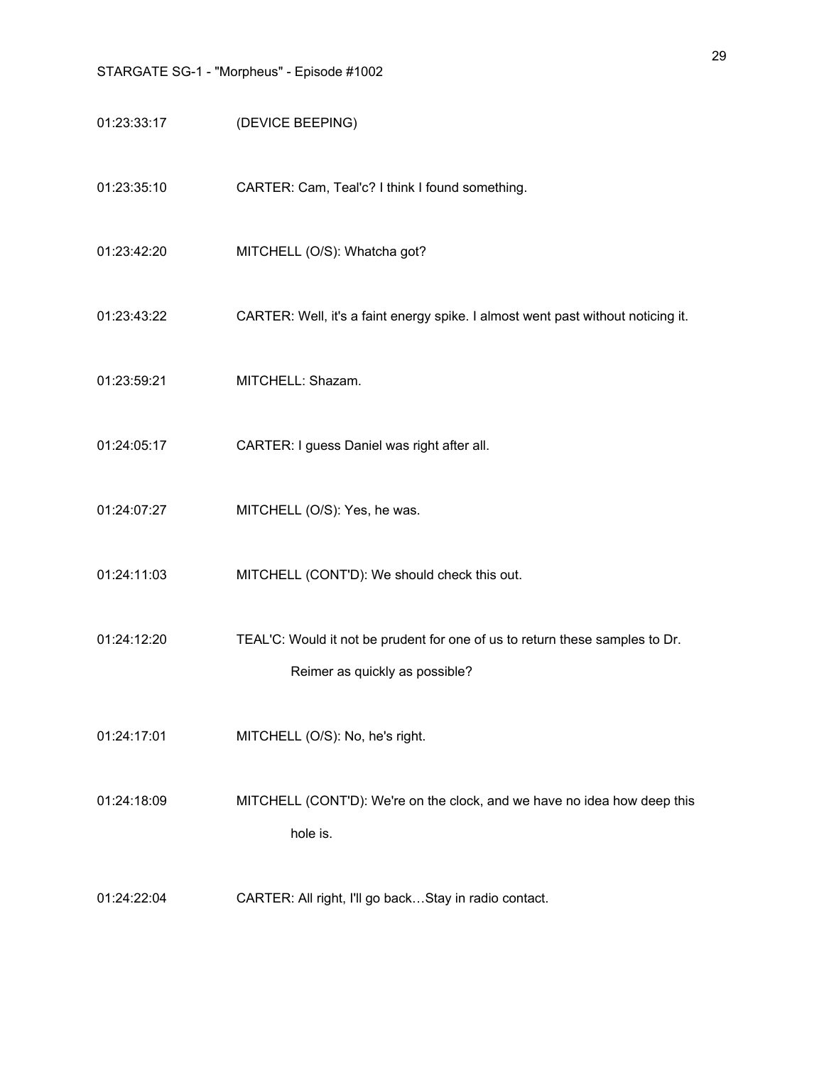01:23:33:17 (DEVICE BEEPING)

01:23:35:10 CARTER: Cam, Teal'c? I think I found something.

01:23:42:20 MITCHELL (O/S): Whatcha got?

01:23:43:22 CARTER: Well, it's a faint energy spike. I almost went past without noticing it.

01:23:59:21 MITCHELL: Shazam.

01:24:05:17 CARTER: I guess Daniel was right after all.

01:24:07:27 MITCHELL (O/S): Yes, he was.

01:24:11:03 MITCHELL (CONT'D): We should check this out.

01:24:12:20 TEAL'C: Would it not be prudent for one of us to return these samples to Dr. Reimer as quickly as possible?

01:24:17:01 MITCHELL (O/S): No, he's right.

01:24:18:09 MITCHELL (CONT'D): We're on the clock, and we have no idea how deep this hole is.

01:24:22:04 CARTER: All right, I'll go back…Stay in radio contact.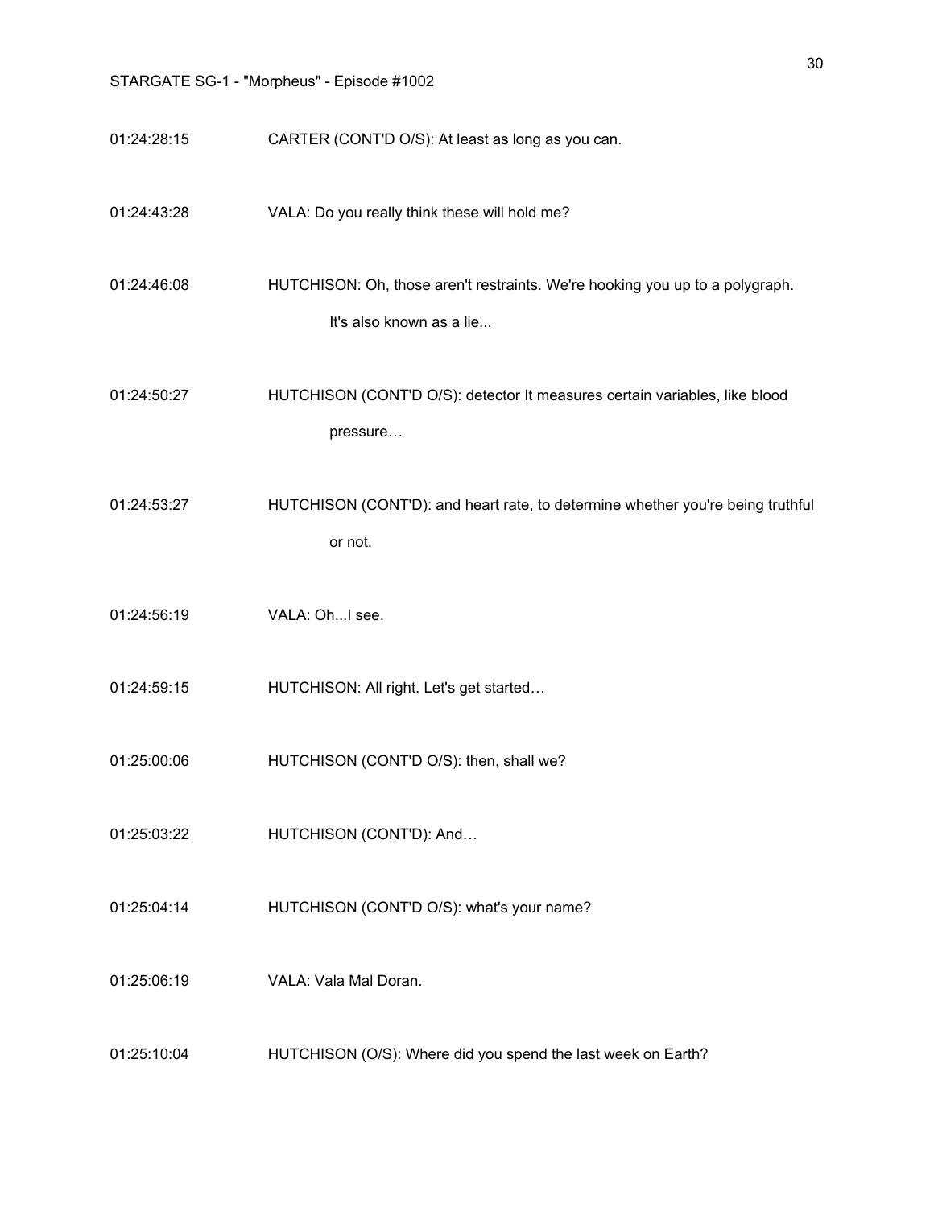01:24:28:15 CARTER (CONT'D O/S): At least as long as you can.

01:24:43:28 VALA: Do you really think these will hold me?

01:24:46:08 HUTCHISON: Oh, those aren't restraints. We're hooking you up to a polygraph. It's also known as a lie...

01:24:50:27 HUTCHISON (CONT'D O/S): detector It measures certain variables, like blood pressure…

01:24:53:27 HUTCHISON (CONT'D): and heart rate, to determine whether you're being truthful or not.

01:24:56:19 VALA: Oh...I see.

01:24:59:15 HUTCHISON: All right. Let's get started…

01:25:00:06 HUTCHISON (CONT'D O/S): then, shall we?

01:25:03:22 HUTCHISON (CONT'D): And…

01:25:04:14 HUTCHISON (CONT'D O/S): what's your name?

01:25:06:19 VALA: Vala Mal Doran.

01:25:10:04 HUTCHISON (O/S): Where did you spend the last week on Earth?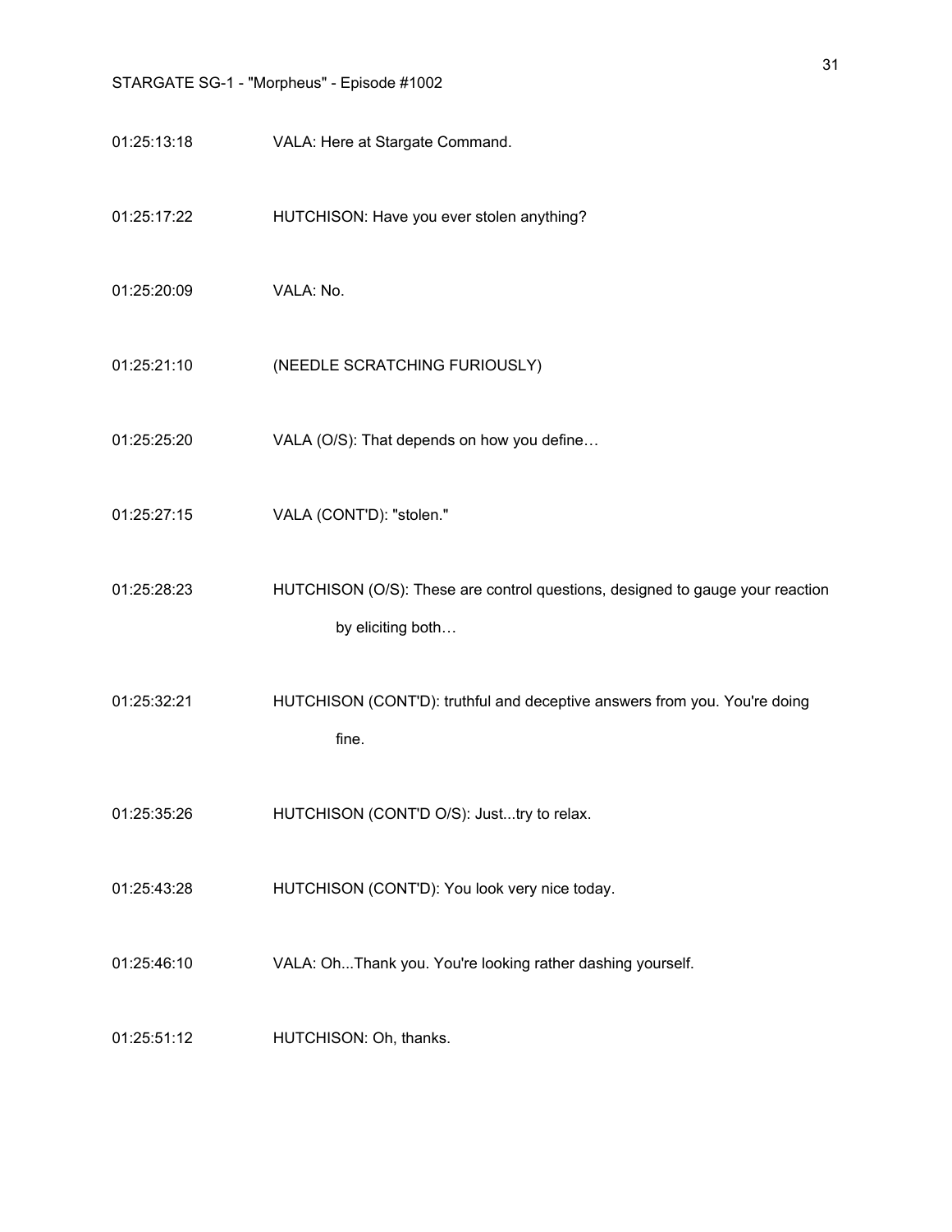01:25:13:18 VALA: Here at Stargate Command.

01:25:17:22 HUTCHISON: Have you ever stolen anything?

01:25:20:09 VALA: No.

01:25:21:10 (NEEDLE SCRATCHING FURIOUSLY)

01:25:25:20 VALA (O/S): That depends on how you define…

01:25:27:15 VALA (CONT'D): "stolen."

01:25:28:23 HUTCHISON (O/S): These are control questions, designed to gauge your reaction by eliciting both…

01:25:32:21 HUTCHISON (CONT'D): truthful and deceptive answers from you. You're doing fine.

01:25:35:26 HUTCHISON (CONT'D O/S): Just...try to relax.

01:25:43:28 HUTCHISON (CONT'D): You look very nice today.

01:25:46:10 VALA: Oh...Thank you. You're looking rather dashing yourself.

01:25:51:12 HUTCHISON: Oh, thanks.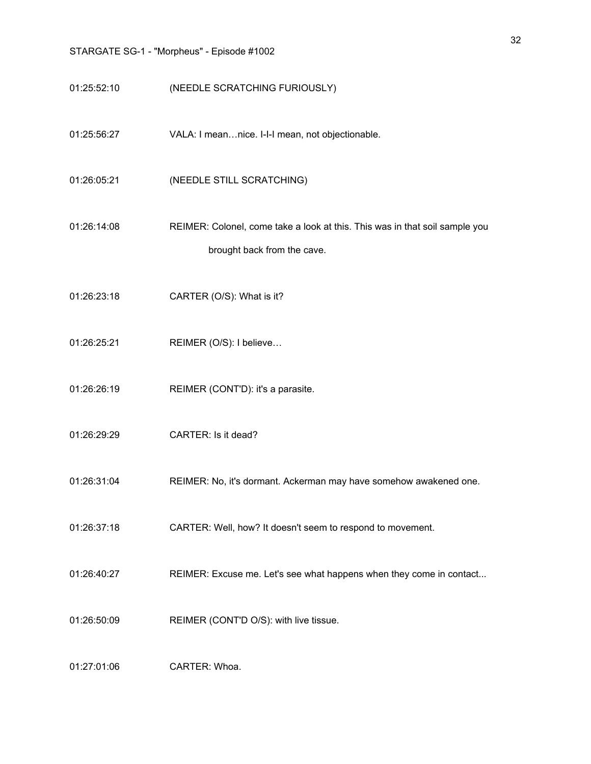01:25:52:10 (NEEDLE SCRATCHING FURIOUSLY)

01:25:56:27 VALA: I mean…nice. I-I-I mean, not objectionable.

01:26:05:21 (NEEDLE STILL SCRATCHING)

01:26:14:08 REIMER: Colonel, come take a look at this. This was in that soil sample you brought back from the cave.

01:26:23:18 CARTER (O/S): What is it?

01:26:25:21 REIMER (O/S): I believe…

01:26:26:19 REIMER (CONT'D): it's a parasite.

01:26:29:29 CARTER: Is it dead?

01:26:31:04 REIMER: No, it's dormant. Ackerman may have somehow awakened one.

01:26:37:18 CARTER: Well, how? It doesn't seem to respond to movement.

01:26:40:27 REIMER: Excuse me. Let's see what happens when they come in contact...

01:26:50:09 REIMER (CONT'D O/S): with live tissue.

01:27:01:06 CARTER: Whoa.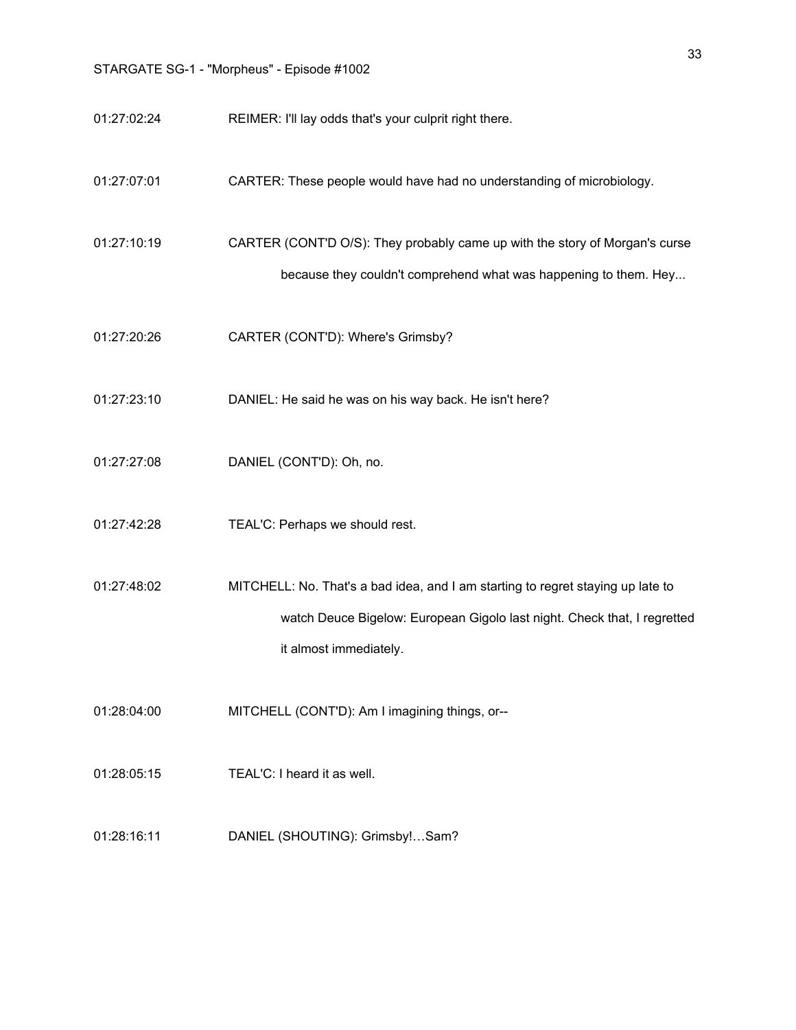01:27:02:24 REIMER: I'll lay odds that's your culprit right there.

01:27:07:01 CARTER: These people would have had no understanding of microbiology.

01:27:10:19 CARTER (CONT'D O/S): They probably came up with the story of Morgan's curse because they couldn't comprehend what was happening to them. Hey...

01:27:20:26 CARTER (CONT'D): Where's Grimsby?

01:27:23:10 DANIEL: He said he was on his way back. He isn't here?

01:27:27:08 DANIEL (CONT'D): Oh, no.

01:27:42:28 TEAL'C: Perhaps we should rest.

01:27:48:02 MITCHELL: No. That's a bad idea, and I am starting to regret staying up late to watch Deuce Bigelow: European Gigolo last night. Check that, I regretted it almost immediately.

01:28:04:00 MITCHELL (CONT'D): Am I imagining things, or--

01:28:05:15 TEAL'C: I heard it as well.

01:28:16:11 DANIEL (SHOUTING): Grimsby!…Sam?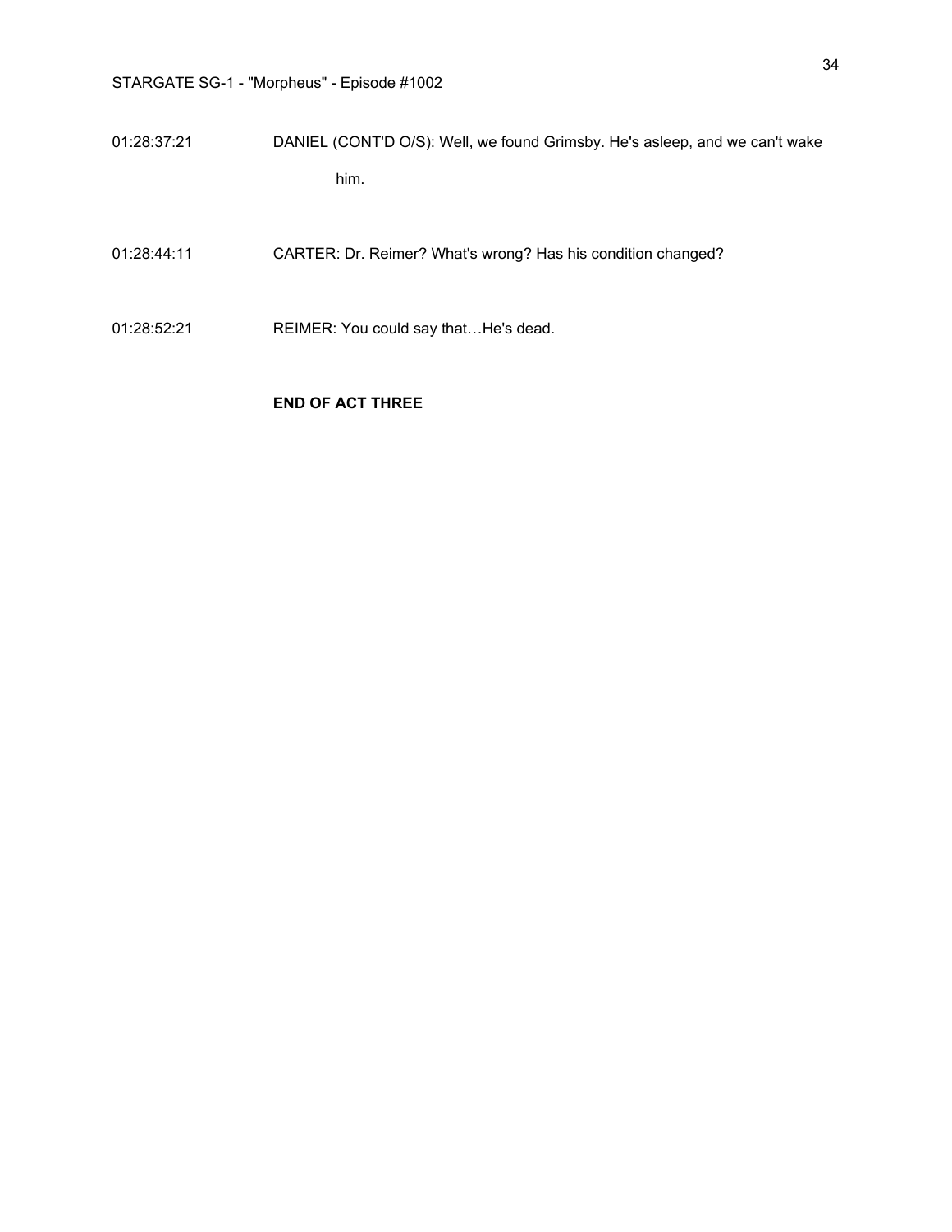01:28:37:21 DANIEL (CONT'D O/S): Well, we found Grimsby. He's asleep, and we can't wake him.

01:28:44:11 CARTER: Dr. Reimer? What's wrong? Has his condition changed?

01:28:52:21 REIMER: You could say that…He's dead.

**END OF ACT THREE**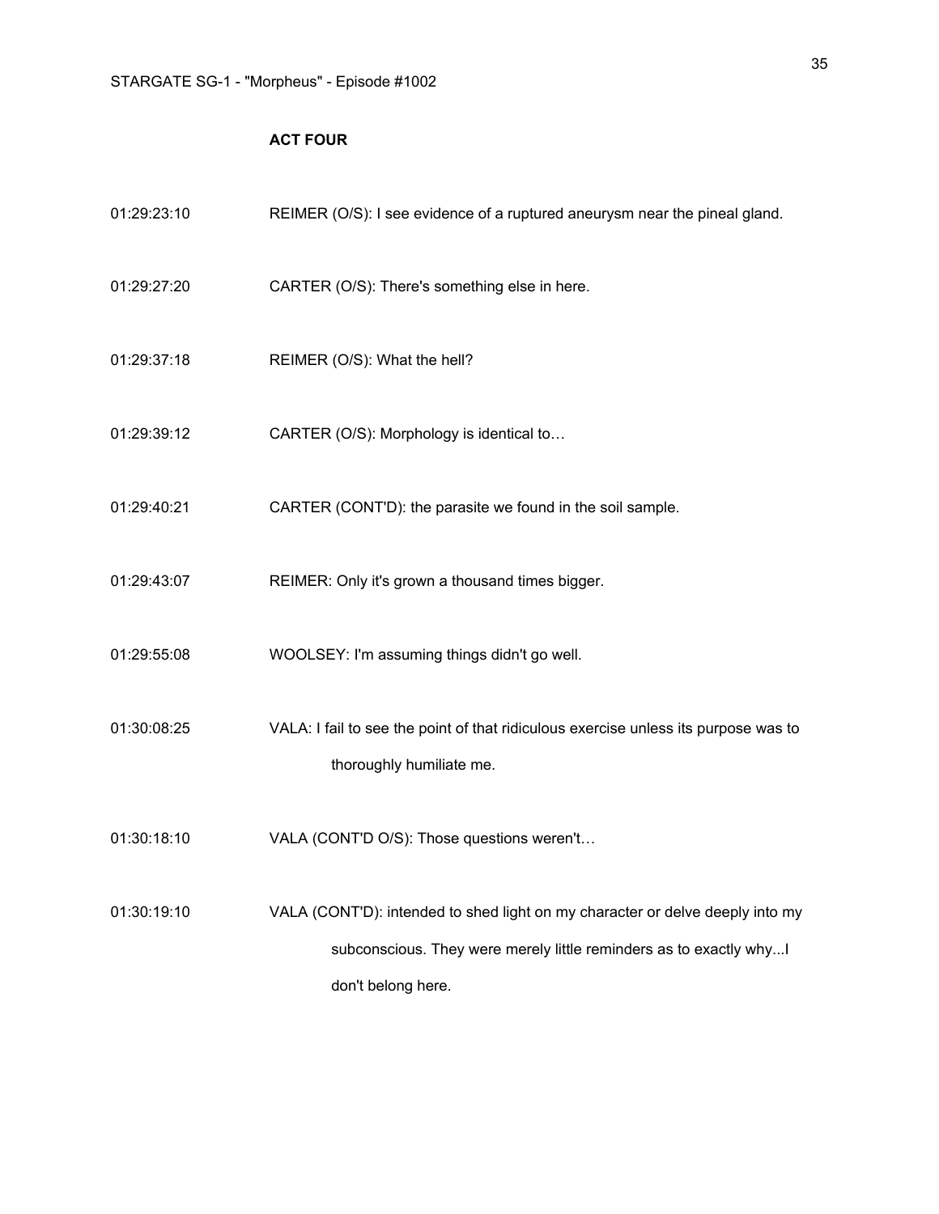**ACT FOUR**

01:29:23:10 REIMER (O/S): I see evidence of a ruptured aneurysm near the pineal gland.

01:29:27:20 CARTER (O/S): There's something else in here.

01:29:37:18 REIMER (O/S): What the hell?

01:29:39:12 CARTER (O/S): Morphology is identical to…

01:29:40:21 CARTER (CONT'D): the parasite we found in the soil sample.

01:29:43:07 REIMER: Only it's grown a thousand times bigger.

01:29:55:08 WOOLSEY: I'm assuming things didn't go well.

01:30:08:25 VALA: I fail to see the point of that ridiculous exercise unless its purpose was to thoroughly humiliate me.

01:30:18:10 VALA (CONT'D O/S): Those questions weren't…

01:30:19:10 VALA (CONT'D): intended to shed light on my character or delve deeply into my subconscious. They were merely little reminders as to exactly why...I don't belong here.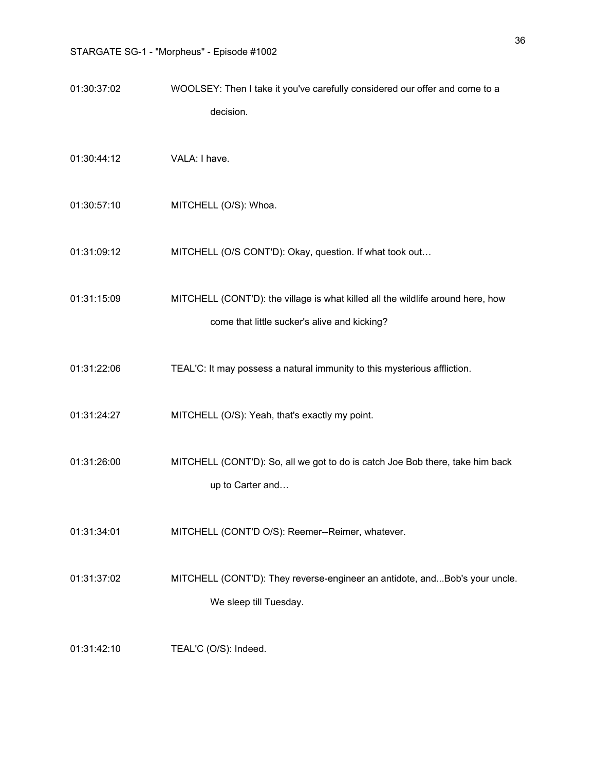01:30:37:02 WOOLSEY: Then I take it you've carefully considered our offer and come to a decision.

01:30:44:12 VALA: I have.

01:30:57:10 MITCHELL (O/S): Whoa.

01:31:09:12 MITCHELL (O/S CONT'D): Okay, question. If what took out…

01:31:15:09 MITCHELL (CONT'D): the village is what killed all the wildlife around here, how come that little sucker's alive and kicking?

01:31:22:06 TEAL'C: It may possess a natural immunity to this mysterious affliction.

01:31:24:27 MITCHELL (O/S): Yeah, that's exactly my point.

01:31:26:00 MITCHELL (CONT'D): So, all we got to do is catch Joe Bob there, take him back up to Carter and…

01:31:34:01 MITCHELL (CONT'D O/S): Reemer--Reimer, whatever.

01:31:37:02 MITCHELL (CONT'D): They reverse-engineer an antidote, and...Bob's your uncle. We sleep till Tuesday.

01:31:42:10 TEAL'C (O/S): Indeed.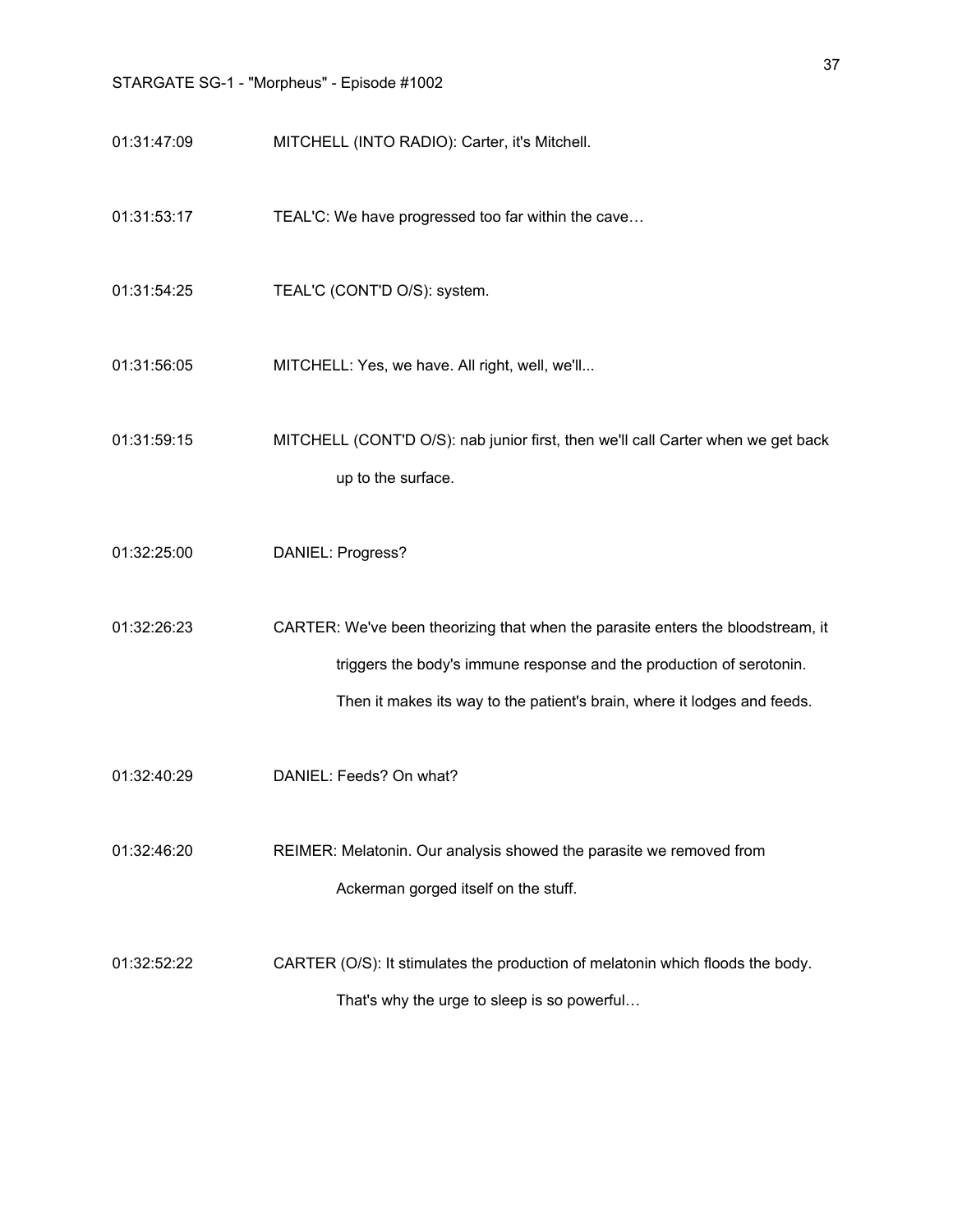01:31:47:09 MITCHELL (INTO RADIO): Carter, it's Mitchell.

01:31:53:17 TEAL'C: We have progressed too far within the cave…

01:31:54:25 TEAL'C (CONT'D O/S): system.

01:31:56:05 MITCHELL: Yes, we have. All right, well, we'll...

01:31:59:15 MITCHELL (CONT'D O/S): nab junior first, then we'll call Carter when we get back up to the surface.

01:32:25:00 DANIEL: Progress?

01:32:26:23 CARTER: We've been theorizing that when the parasite enters the bloodstream, it triggers the body's immune response and the production of serotonin. Then it makes its way to the patient's brain, where it lodges and feeds.

01:32:40:29 DANIEL: Feeds? On what?

01:32:46:20 REIMER: Melatonin. Our analysis showed the parasite we removed from Ackerman gorged itself on the stuff.

01:32:52:22 CARTER (O/S): It stimulates the production of melatonin which floods the body. That's why the urge to sleep is so powerful…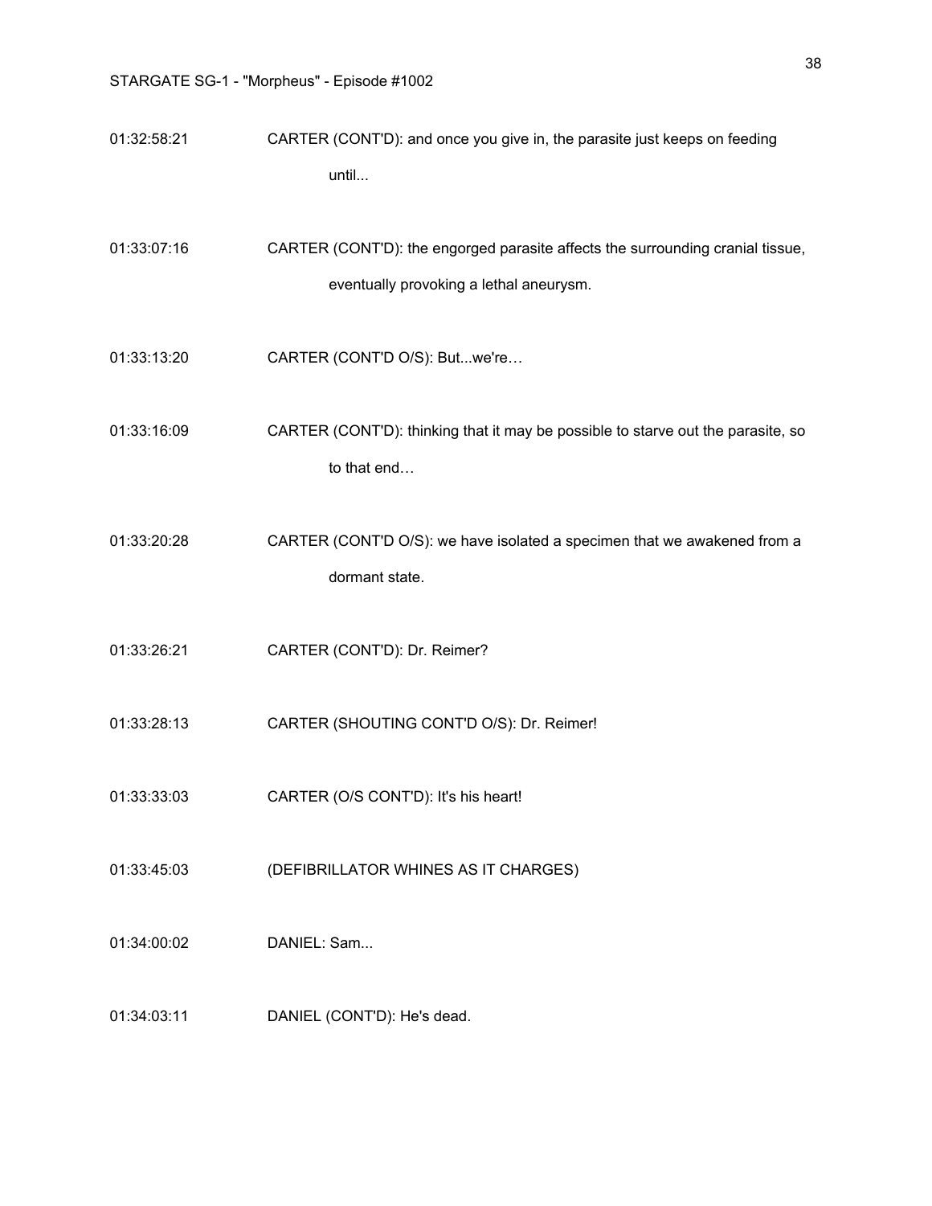01:32:58:21 CARTER (CONT'D): and once you give in, the parasite just keeps on feeding until...

01:33:07:16 CARTER (CONT'D): the engorged parasite affects the surrounding cranial tissue, eventually provoking a lethal aneurysm.

01:33:13:20 CARTER (CONT'D O/S): But...we're…

01:33:16:09 CARTER (CONT'D): thinking that it may be possible to starve out the parasite, so to that end…

01:33:20:28 CARTER (CONT'D O/S): we have isolated a specimen that we awakened from a dormant state.

01:33:26:21 CARTER (CONT'D): Dr. Reimer?

01:33:28:13 CARTER (SHOUTING CONT'D O/S): Dr. Reimer!

01:33:33:03 CARTER (O/S CONT'D): It's his heart!

01:33:45:03 (DEFIBRILLATOR WHINES AS IT CHARGES)

01:34:00:02 DANIEL: Sam...

01:34:03:11 DANIEL (CONT'D): He's dead.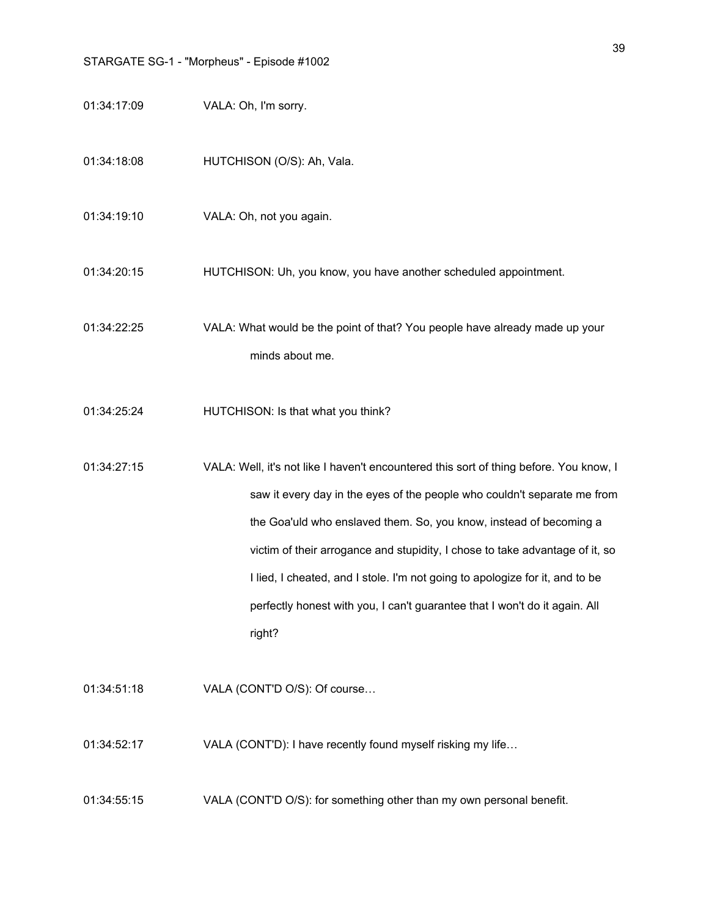01:34:17:09 VALA: Oh, I'm sorry.

01:34:18:08 HUTCHISON (O/S): Ah, Vala.

01:34:19:10 VALA: Oh, not you again.

01:34:20:15 HUTCHISON: Uh, you know, you have another scheduled appointment.

01:34:22:25 VALA: What would be the point of that? You people have already made up your minds about me.

01:34:25:24 HUTCHISON: Is that what you think?

01:34:27:15 VALA: Well, it's not like I haven't encountered this sort of thing before. You know, I saw it every day in the eyes of the people who couldn't separate me from the Goa'uld who enslaved them. So, you know, instead of becoming a victim of their arrogance and stupidity, I chose to take advantage of it, so I lied, I cheated, and I stole. I'm not going to apologize for it, and to be perfectly honest with you, I can't guarantee that I won't do it again. All right?

01:34:51:18 VALA (CONT'D O/S): Of course…

01:34:52:17 VALA (CONT'D): I have recently found myself risking my life…

01:34:55:15 VALA (CONT'D O/S): for something other than my own personal benefit.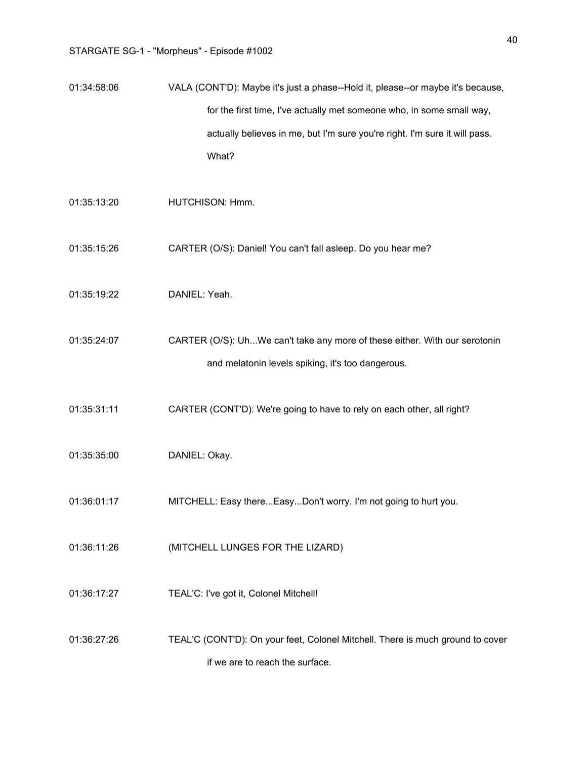01:34:58:06 VALA (CONT'D): Maybe it's just a phase--Hold it, please--or maybe it's because, for the first time, I've actually met someone who, in some small way, actually believes in me, but I'm sure you're right. I'm sure it will pass. What?

01:35:13:20 HUTCHISON: Hmm.

01:35:15:26 CARTER (O/S): Daniel! You can't fall asleep. Do you hear me?

01:35:19:22 DANIEL: Yeah.

01:35:24:07 CARTER (O/S): Uh...We can't take any more of these either. With our serotonin and melatonin levels spiking, it's too dangerous.

01:35:31:11 CARTER (CONT'D): We're going to have to rely on each other, all right?

01:35:35:00 DANIEL: Okay.

01:36:01:17 MITCHELL: Easy there...Easy...Don't worry. I'm not going to hurt you.

01:36:11:26 (MITCHELL LUNGES FOR THE LIZARD)

01:36:17:27 TEAL'C: I've got it, Colonel Mitchell!

01:36:27:26 TEAL'C (CONT'D): On your feet, Colonel Mitchell. There is much ground to cover if we are to reach the surface.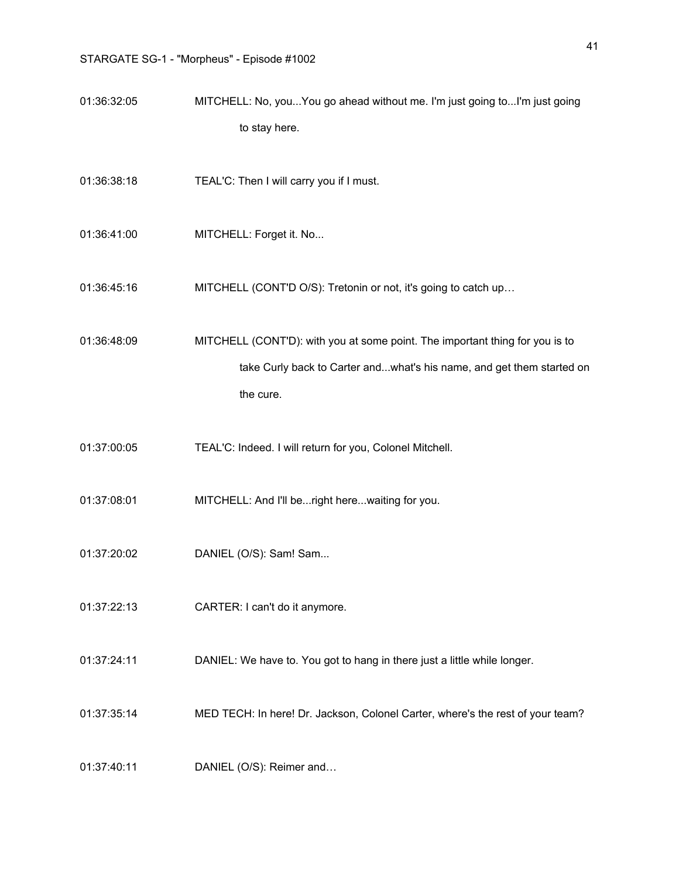01:36:32:05 MITCHELL: No, you...You go ahead without me. I'm just going to...I'm just going to stay here.

01:36:38:18 TEAL'C: Then I will carry you if I must.

01:36:41:00 MITCHELL: Forget it. No...

01:36:45:16 MITCHELL (CONT'D O/S): Tretonin or not, it's going to catch up…

01:36:48:09 MITCHELL (CONT'D): with you at some point. The important thing for you is to take Curly back to Carter and...what's his name, and get them started on the cure.

01:37:00:05 TEAL'C: Indeed. I will return for you, Colonel Mitchell.

01:37:08:01 MITCHELL: And I'll be...right here...waiting for you.

01:37:20:02 DANIEL (O/S): Sam! Sam...

01:37:22:13 CARTER: I can't do it anymore.

01:37:24:11 DANIEL: We have to. You got to hang in there just a little while longer.

01:37:35:14 MED TECH: In here! Dr. Jackson, Colonel Carter, where's the rest of your team?

01:37:40:11 DANIEL (O/S): Reimer and…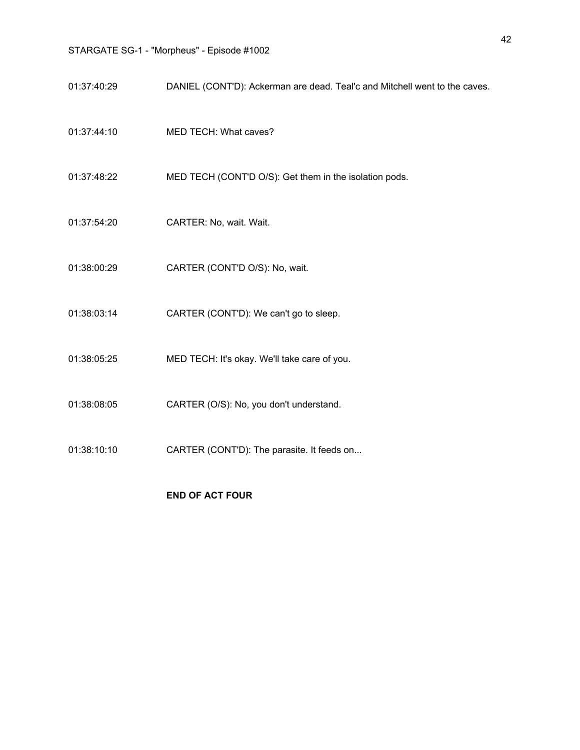01:37:40:29 DANIEL (CONT'D): Ackerman are dead. Teal'c and Mitchell went to the caves.

01:37:44:10 MED TECH: What caves?

01:37:48:22 MED TECH (CONT'D O/S): Get them in the isolation pods.

01:37:54:20 CARTER: No, wait. Wait.

01:38:00:29 CARTER (CONT'D O/S): No, wait.

01:38:03:14 CARTER (CONT'D): We can't go to sleep.

01:38:05:25 MED TECH: It's okay. We'll take care of you.

01:38:08:05 CARTER (O/S): No, you don't understand.

01:38:10:10 CARTER (CONT'D): The parasite. It feeds on...

**END OF ACT FOUR**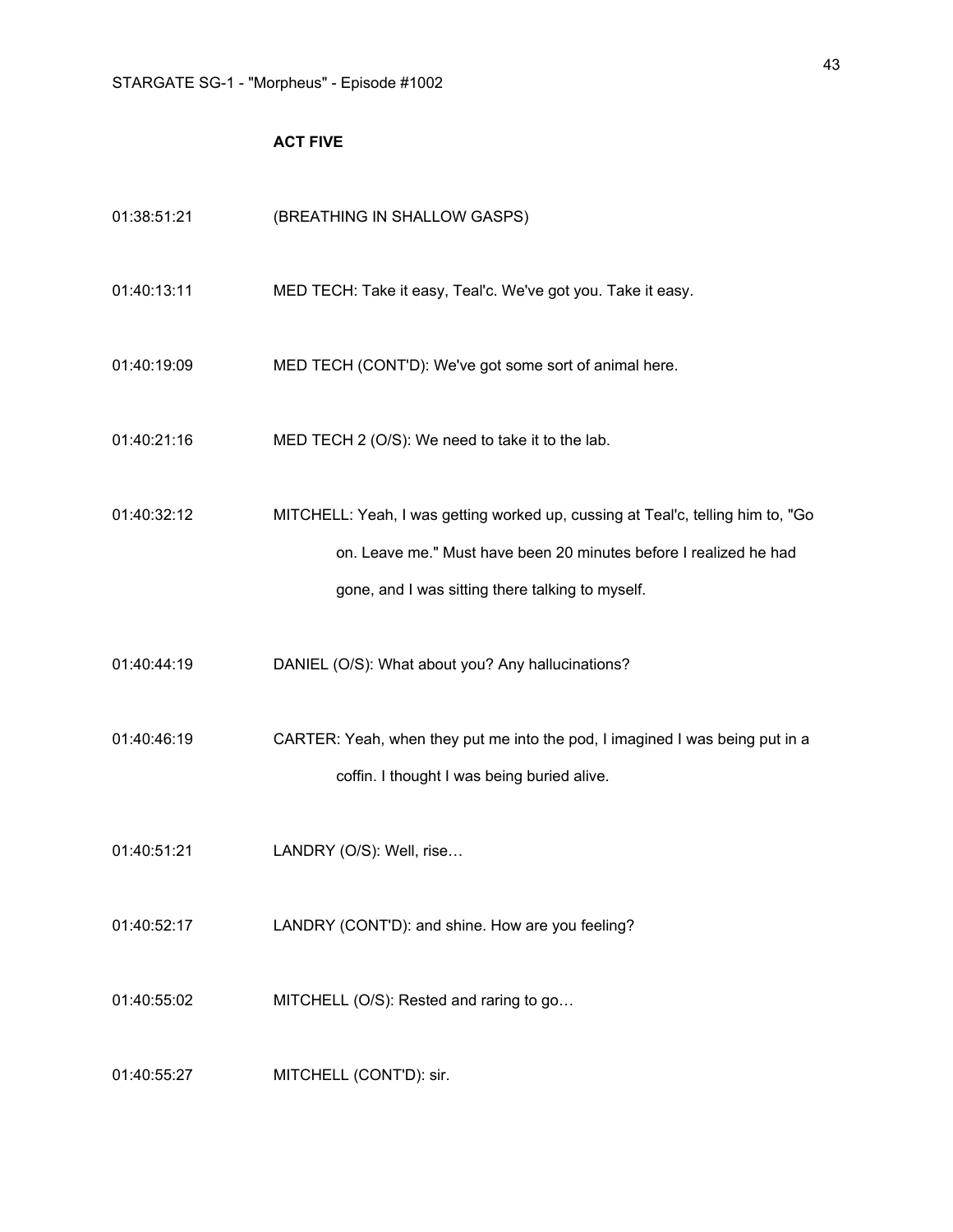**ACT FIVE**

01:38:51:21 (BREATHING IN SHALLOW GASPS)

01:40:13:11 MED TECH: Take it easy, Teal'c. We've got you. Take it easy.

01:40:19:09 MED TECH (CONT'D): We've got some sort of animal here.

01:40:21:16 MED TECH 2 (O/S): We need to take it to the lab.

01:40:32:12 MITCHELL: Yeah, I was getting worked up, cussing at Teal'c, telling him to, "Go on. Leave me." Must have been 20 minutes before I realized he had gone, and I was sitting there talking to myself.

01:40:44:19 DANIEL (O/S): What about you? Any hallucinations?

01:40:46:19 CARTER: Yeah, when they put me into the pod, I imagined I was being put in a coffin. I thought I was being buried alive.

01:40:51:21 LANDRY (O/S): Well, rise…

01:40:52:17 LANDRY (CONT'D): and shine. How are you feeling?

01:40:55:02 MITCHELL (O/S): Rested and raring to go…

01:40:55:27 MITCHELL (CONT'D): sir.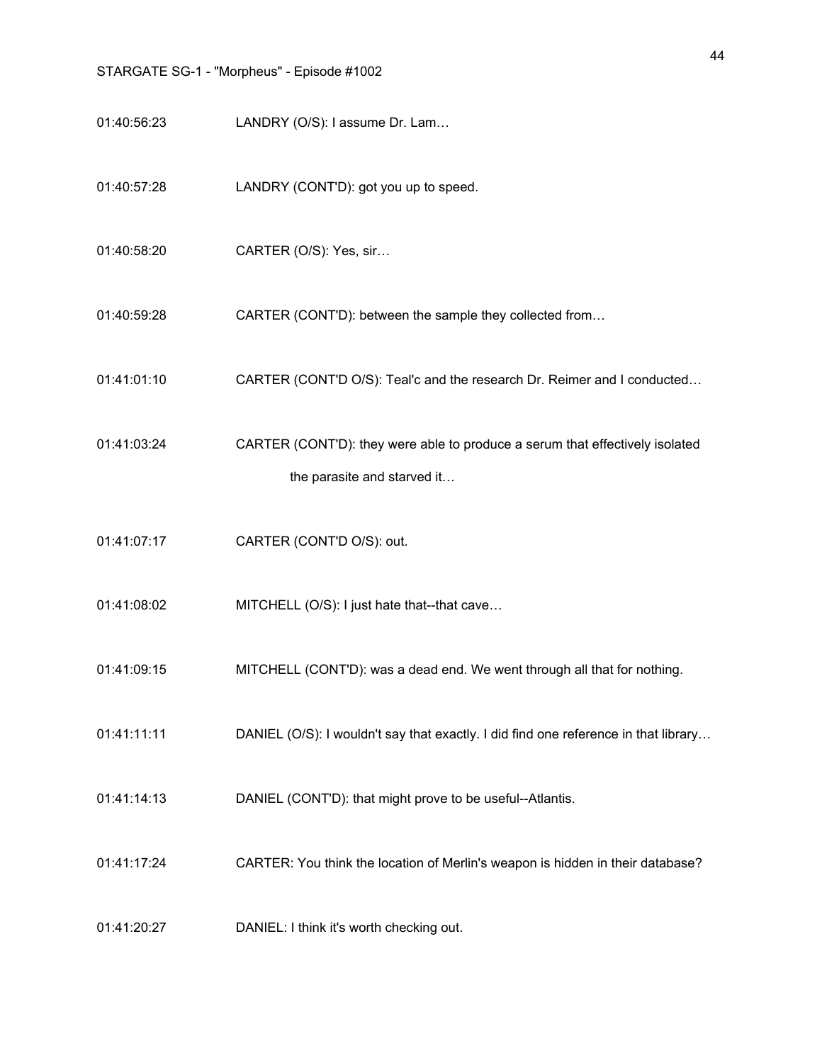01:40:56:23 LANDRY (O/S): I assume Dr. Lam…

01:40:57:28 LANDRY (CONT'D): got you up to speed.

01:40:58:20 CARTER (O/S): Yes, sir…

01:40:59:28 CARTER (CONT'D): between the sample they collected from…

01:41:01:10 CARTER (CONT'D O/S): Teal'c and the research Dr. Reimer and I conducted…

01:41:03:24 CARTER (CONT'D): they were able to produce a serum that effectively isolated the parasite and starved it…

01:41:07:17 CARTER (CONT'D O/S): out.

01:41:08:02 MITCHELL (O/S): I just hate that--that cave…

01:41:09:15 MITCHELL (CONT'D): was a dead end. We went through all that for nothing.

01:41:11:11 DANIEL (O/S): I wouldn't say that exactly. I did find one reference in that library…

01:41:14:13 DANIEL (CONT'D): that might prove to be useful--Atlantis.

01:41:17:24 CARTER: You think the location of Merlin's weapon is hidden in their database?

01:41:20:27 DANIEL: I think it's worth checking out.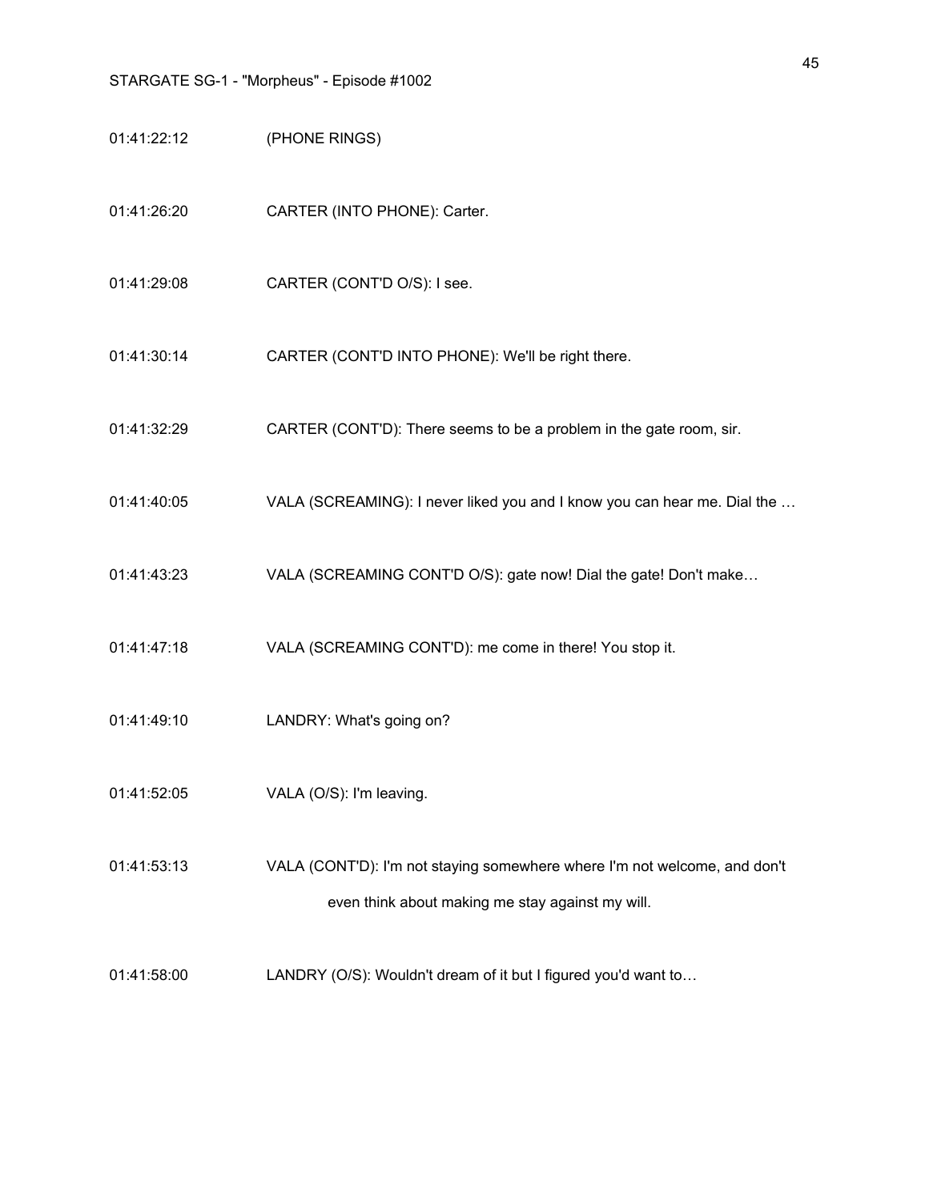01:41:22:12 (PHONE RINGS)

01:41:26:20 CARTER (INTO PHONE): Carter.

01:41:29:08 CARTER (CONT'D O/S): I see.

01:41:30:14 CARTER (CONT'D INTO PHONE): We'll be right there.

01:41:32:29 CARTER (CONT'D): There seems to be a problem in the gate room, sir.

01:41:40:05 VALA (SCREAMING): I never liked you and I know you can hear me. Dial the …

01:41:43:23 VALA (SCREAMING CONT'D O/S): gate now! Dial the gate! Don't make…

01:41:47:18 VALA (SCREAMING CONT'D): me come in there! You stop it.

01:41:49:10 LANDRY: What's going on?

01:41:52:05 VALA (O/S): I'm leaving.

01:41:53:13 VALA (CONT'D): I'm not staying somewhere where I'm not welcome, and don't even think about making me stay against my will.

01:41:58:00 LANDRY (O/S): Wouldn't dream of it but I figured you'd want to…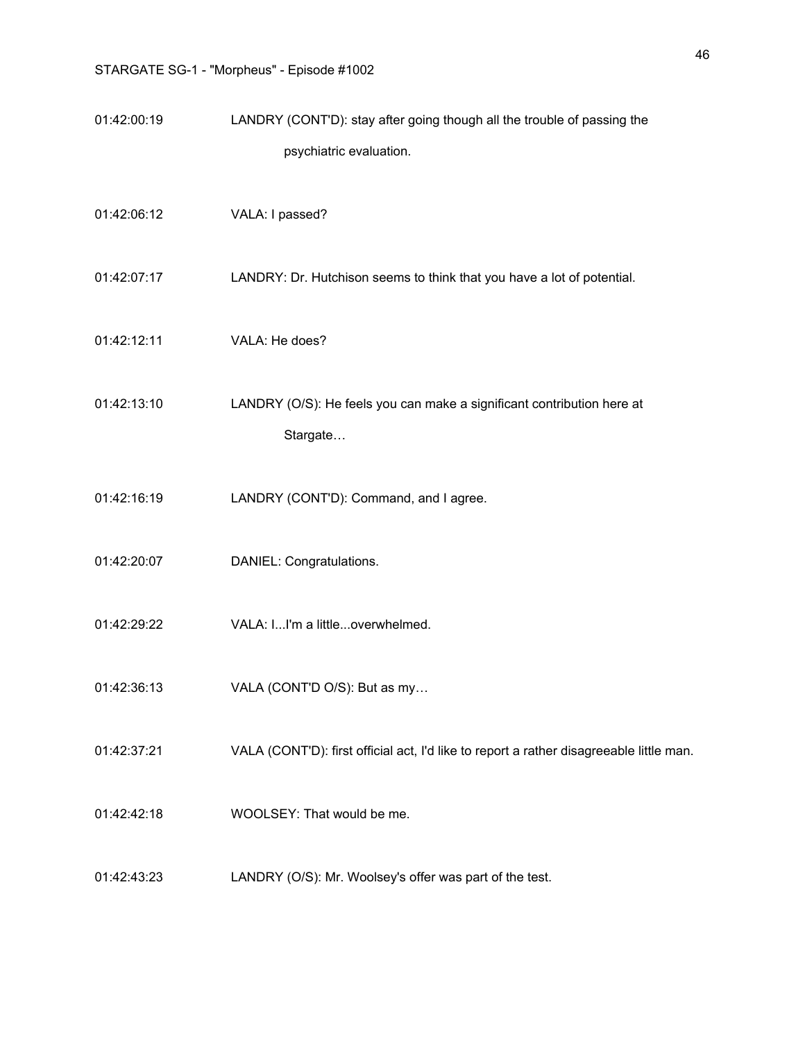01:42:00:19 LANDRY (CONT'D): stay after going though all the trouble of passing the psychiatric evaluation.

01:42:06:12 VALA: I passed?

01:42:07:17 LANDRY: Dr. Hutchison seems to think that you have a lot of potential.

01:42:12:11 VALA: He does?

01:42:13:10 LANDRY (O/S): He feels you can make a significant contribution here at Stargate…

01:42:16:19 LANDRY (CONT'D): Command, and I agree.

01:42:20:07 DANIEL: Congratulations.

01:42:29:22 VALA: I...I'm a little...overwhelmed.

01:42:36:13 VALA (CONT'D O/S): But as my…

01:42:37:21 VALA (CONT'D): first official act, I'd like to report a rather disagreeable little man.

01:42:42:18 WOOLSEY: That would be me.

01:42:43:23 LANDRY (O/S): Mr. Woolsey's offer was part of the test.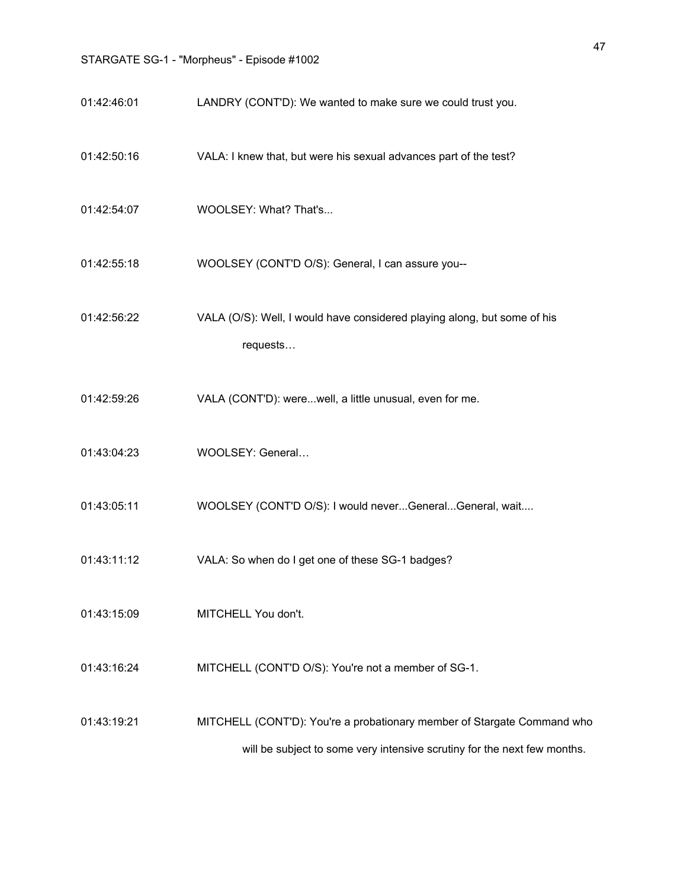01:42:46:01 LANDRY (CONT'D): We wanted to make sure we could trust you.

01:42:50:16 VALA: I knew that, but were his sexual advances part of the test?

01:42:54:07 WOOLSEY: What? That's...

01:42:55:18 WOOLSEY (CONT'D O/S): General, I can assure you--

01:42:56:22 VALA (O/S): Well, I would have considered playing along, but some of his requests…

01:42:59:26 VALA (CONT'D): were...well, a little unusual, even for me.

01:43:04:23 WOOLSEY: General…

01:43:05:11 WOOLSEY (CONT'D O/S): I would never...General...General, wait....

01:43:11:12 VALA: So when do I get one of these SG-1 badges?

01:43:15:09 MITCHELL You don't.

01:43:16:24 MITCHELL (CONT'D O/S): You're not a member of SG-1.

01:43:19:21 MITCHELL (CONT'D): You're a probationary member of Stargate Command who will be subject to some very intensive scrutiny for the next few months.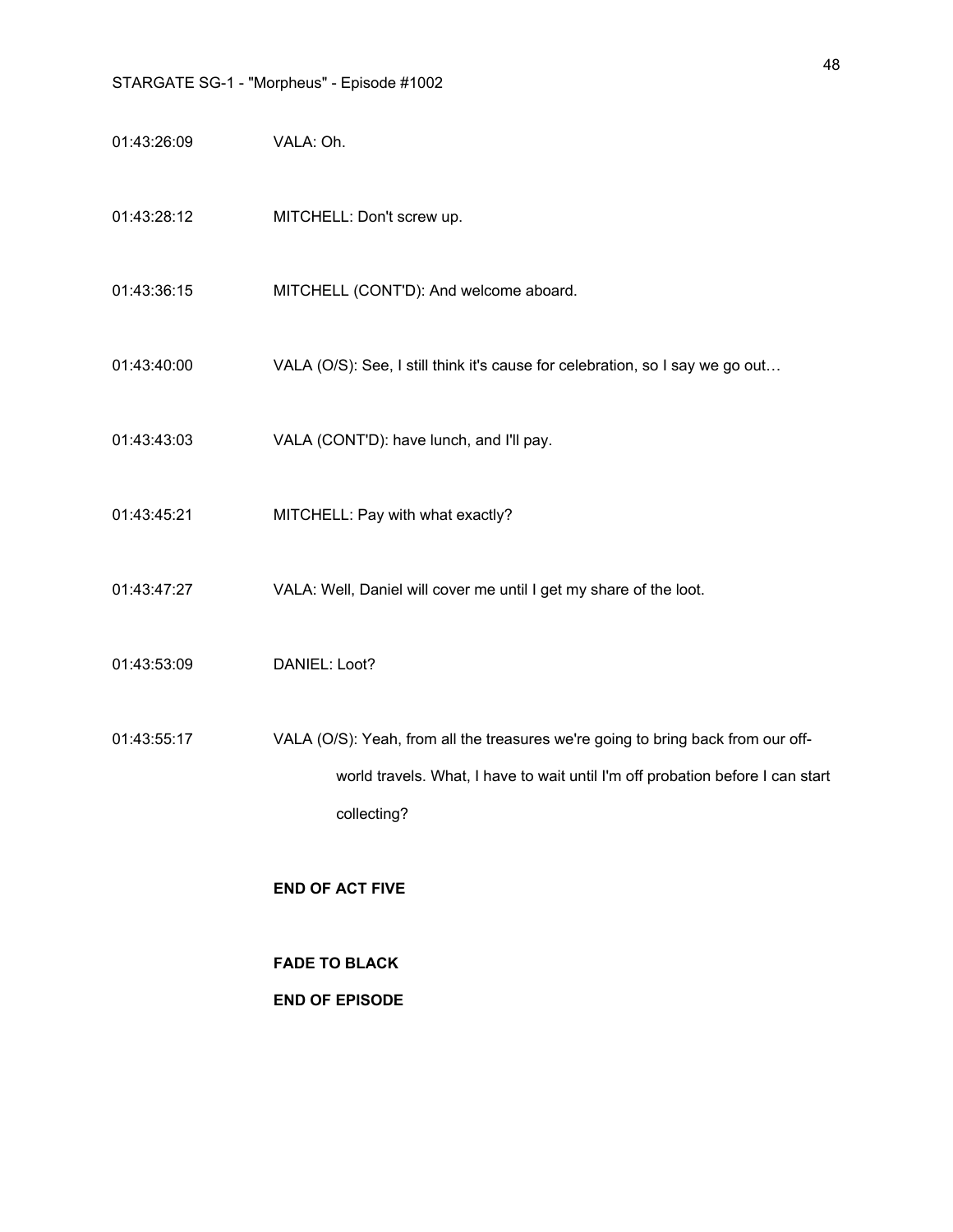01:43:26:09 VALA: Oh.

01:43:28:12 MITCHELL: Don't screw up.

01:43:36:15 MITCHELL (CONT'D): And welcome aboard.

01:43:40:00 VALA (O/S): See, I still think it's cause for celebration, so I say we go out…

01:43:43:03 VALA (CONT'D): have lunch, and I'll pay.

01:43:45:21 MITCHELL: Pay with what exactly?

01:43:47:27 VALA: Well, Daniel will cover me until I get my share of the loot.

01:43:53:09 DANIEL: Loot?

01:43:55:17 VALA (O/S): Yeah, from all the treasures we're going to bring back from our off-world travels. What, I have to wait until I'm off probation before I can start collecting?

**END OF ACT FIVE**

**FADE TO BLACK**

**END OF EPISODE**